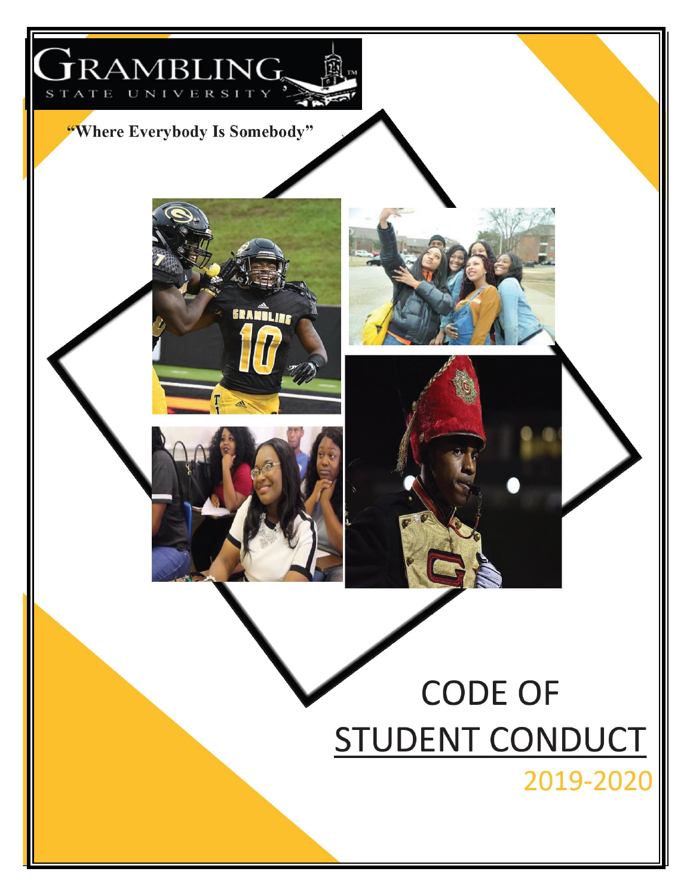# GRAMBLING STATE UNIVERSITY

**"Where Everybody Is Somebody"**

# CODE OF STUDENT CONDUCT

## 2019-2020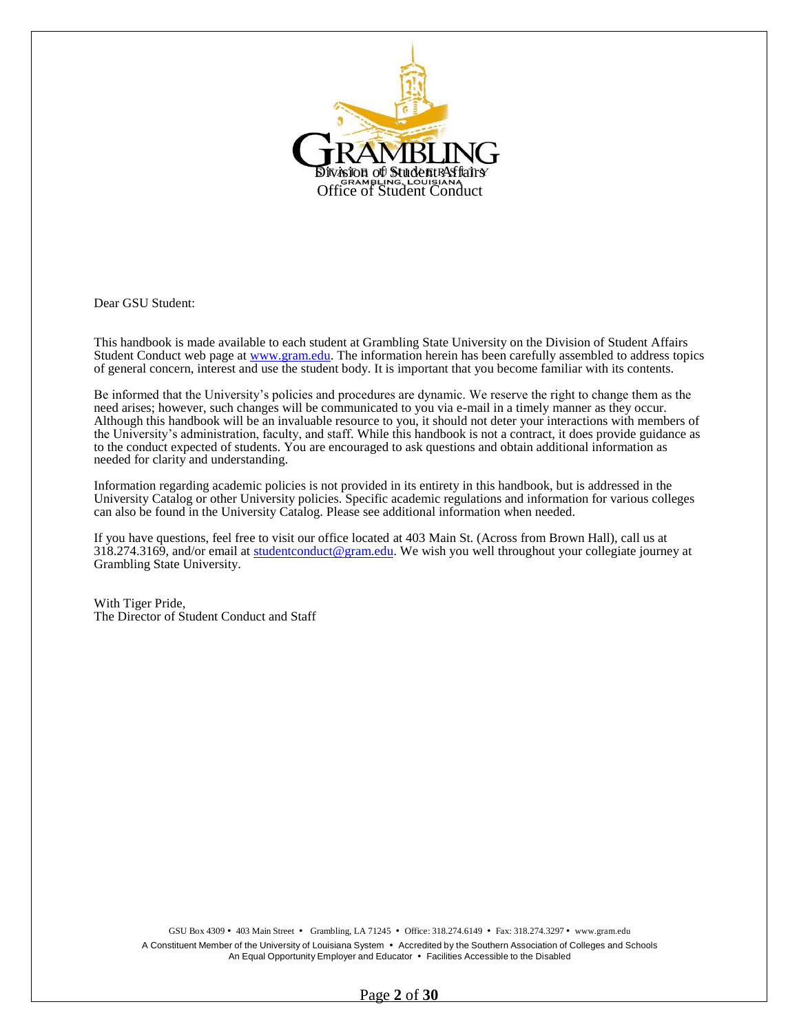Division of Student Affairs
Office of Student Conduct

Dear GSU Student:

This handbook is made available to each student at Grambling State University on the Division of Student Affairs Student Conduct web page at [www.gram.edu](http://www.gram.edu). The information herein has been carefully assembled to address topics of general concern, interest and use the student body. It is important that you become familiar with its contents.

Be informed that the University's policies and procedures are dynamic. We reserve the right to change them as the need arises; however, such changes will be communicated to you via e-mail in a timely manner as they occur. Although this handbook will be an invaluable resource to you, it should not deter your interactions with members of the University's administration, faculty, and staff. While this handbook is not a contract, it does provide guidance as to the conduct expected of students. You are encouraged to ask questions and obtain additional information as needed for clarity and understanding.

Information regarding academic policies is not provided in its entirety in this handbook, but is addressed in the University Catalog or other University policies. Specific academic regulations and information for various colleges can also be found in the University Catalog. Please see additional information when needed.

If you have questions, feel free to visit our office located at 403 Main St. (Across from Brown Hall), call us at 318.274.3169, and/or email at [studentconduct@gram.edu](mailto:studentconduct@gram.edu). We wish you well throughout your collegiate journey at Grambling State University.

With Tiger Pride,
The Director of Student Conduct and Staff

GSU Box 4309 • 403 Main Street • Grambling, LA 71245 • Office: 318.274.6149 • Fax: 318.274.3297 • www.gram.edu
A Constituent Member of the University of Louisiana System • Accredited by the Southern Association of Colleges and Schools
An Equal Opportunity Employer and Educator • Facilities Accessible to the Disabled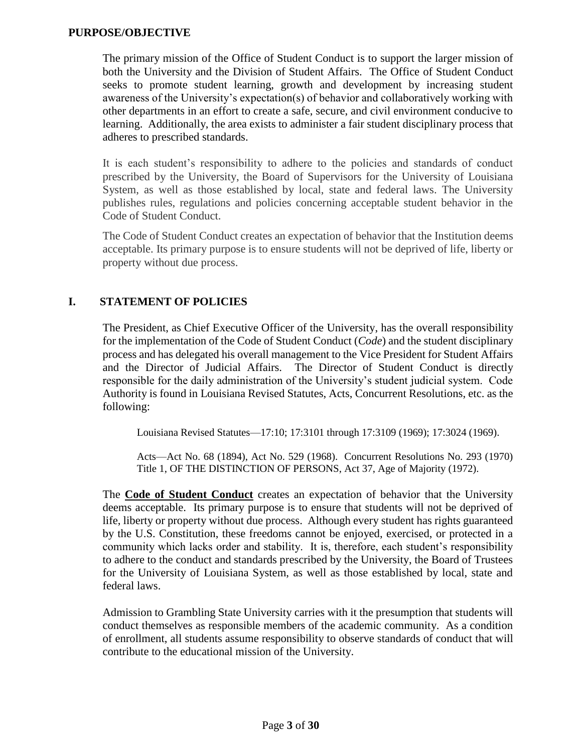## PURPOSE/OBJECTIVE

The primary mission of the Office of Student Conduct is to support the larger mission of both the University and the Division of Student Affairs. The Office of Student Conduct seeks to promote student learning, growth and development by increasing student awareness of the University's expectation(s) of behavior and collaboratively working with other departments in an effort to create a safe, secure, and civil environment conducive to learning. Additionally, the area exists to administer a fair student disciplinary process that adheres to prescribed standards.

It is each student's responsibility to adhere to the policies and standards of conduct prescribed by the University, the Board of Supervisors for the University of Louisiana System, as well as those established by local, state and federal laws. The University publishes rules, regulations and policies concerning acceptable student behavior in the Code of Student Conduct.

The Code of Student Conduct creates an expectation of behavior that the Institution deems acceptable. Its primary purpose is to ensure students will not be deprived of life, liberty or property without due process.

## I. STATEMENT OF POLICIES

The President, as Chief Executive Officer of the University, has the overall responsibility for the implementation of the Code of Student Conduct (*Code*) and the student disciplinary process and has delegated his overall management to the Vice President for Student Affairs and the Director of Judicial Affairs. The Director of Student Conduct is directly responsible for the daily administration of the University's student judicial system. Code Authority is found in Louisiana Revised Statutes, Acts, Concurrent Resolutions, etc. as the following:

> Louisiana Revised Statutes—17:10; 17:3101 through 17:3109 (1969); 17:3024 (1969).
>
> Acts—Act No. 68 (1894), Act No. 529 (1968). Concurrent Resolutions No. 293 (1970) Title 1, OF THE DISTINCTION OF PERSONS, Act 37, Age of Majority (1972).

The **Code of Student Conduct** creates an expectation of behavior that the University deems acceptable. Its primary purpose is to ensure that students will not be deprived of life, liberty or property without due process. Although every student has rights guaranteed by the U.S. Constitution, these freedoms cannot be enjoyed, exercised, or protected in a community which lacks order and stability. It is, therefore, each student's responsibility to adhere to the conduct and standards prescribed by the University, the Board of Trustees for the University of Louisiana System, as well as those established by local, state and federal laws.

Admission to Grambling State University carries with it the presumption that students will conduct themselves as responsible members of the academic community. As a condition of enrollment, all students assume responsibility to observe standards of conduct that will contribute to the educational mission of the University.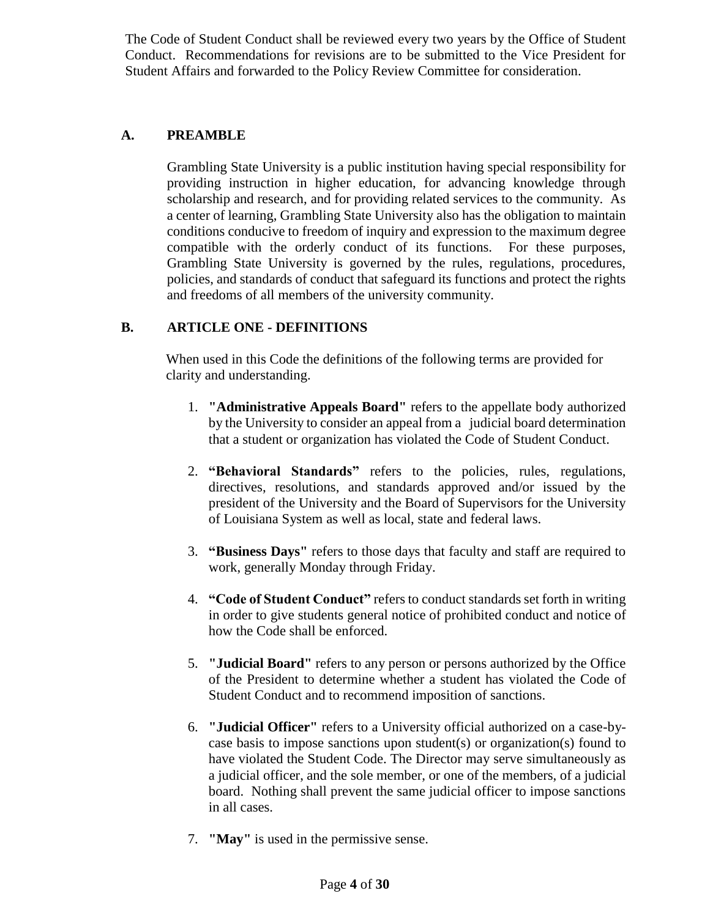The Code of Student Conduct shall be reviewed every two years by the Office of Student Conduct. Recommendations for revisions are to be submitted to the Vice President for Student Affairs and forwarded to the Policy Review Committee for consideration.

## A. PREAMBLE

Grambling State University is a public institution having special responsibility for providing instruction in higher education, for advancing knowledge through scholarship and research, and for providing related services to the community. As a center of learning, Grambling State University also has the obligation to maintain conditions conducive to freedom of inquiry and expression to the maximum degree compatible with the orderly conduct of its functions. For these purposes, Grambling State University is governed by the rules, regulations, procedures, policies, and standards of conduct that safeguard its functions and protect the rights and freedoms of all members of the university community.

## B. ARTICLE ONE - DEFINITIONS

When used in this Code the definitions of the following terms are provided for clarity and understanding.

1. **"Administrative Appeals Board"** refers to the appellate body authorized by the University to consider an appeal from a judicial board determination that a student or organization has violated the Code of Student Conduct.
2. **"Behavioral Standards"** refers to the policies, rules, regulations, directives, resolutions, and standards approved and/or issued by the president of the University and the Board of Supervisors for the University of Louisiana System as well as local, state and federal laws.
3. **"Business Days"** refers to those days that faculty and staff are required to work, generally Monday through Friday.
4. **"Code of Student Conduct"** refers to conduct standards set forth in writing in order to give students general notice of prohibited conduct and notice of how the Code shall be enforced.
5. **"Judicial Board"** refers to any person or persons authorized by the Office of the President to determine whether a student has violated the Code of Student Conduct and to recommend imposition of sanctions.
6. **"Judicial Officer"** refers to a University official authorized on a case-by-case basis to impose sanctions upon student(s) or organization(s) found to have violated the Student Code. The Director may serve simultaneously as a judicial officer, and the sole member, or one of the members, of a judicial board. Nothing shall prevent the same judicial officer to impose sanctions in all cases.
7. **"May"** is used in the permissive sense.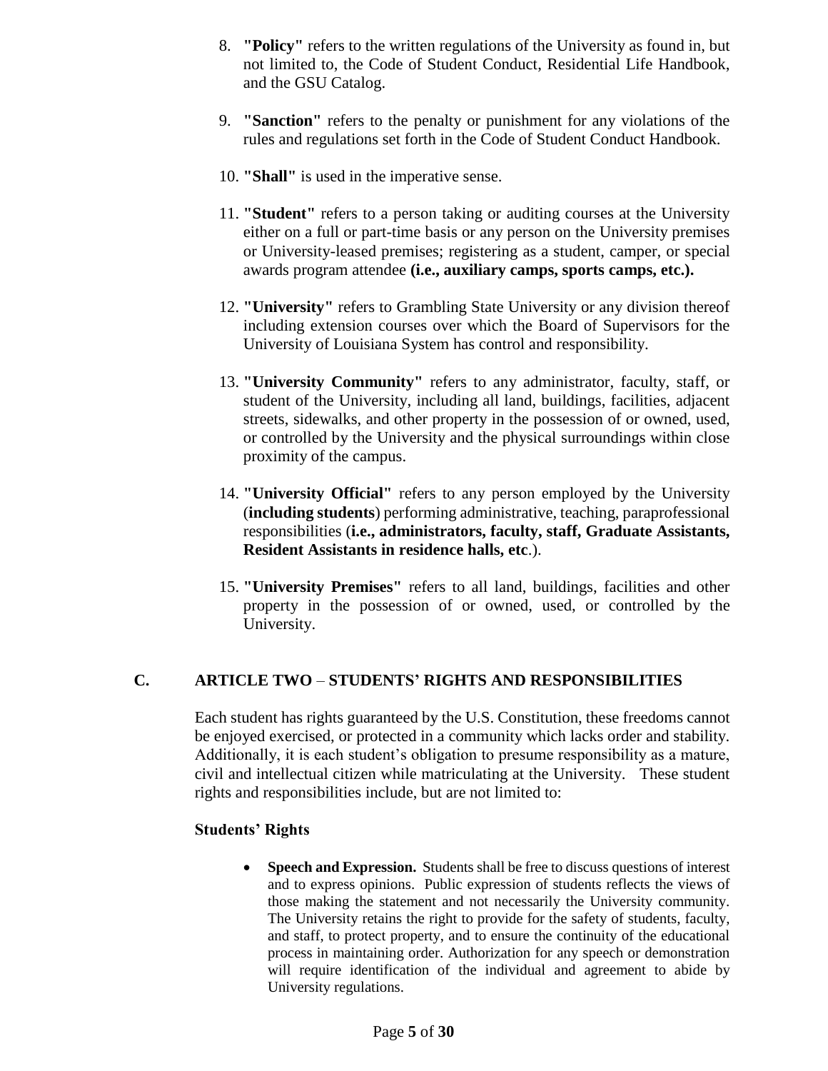8. **"Policy"** refers to the written regulations of the University as found in, but not limited to, the Code of Student Conduct, Residential Life Handbook, and the GSU Catalog.

9. **"Sanction"** refers to the penalty or punishment for any violations of the rules and regulations set forth in the Code of Student Conduct Handbook.

10. **"Shall"** is used in the imperative sense.

11. **"Student"** refers to a person taking or auditing courses at the University either on a full or part-time basis or any person on the University premises or University-leased premises; registering as a student, camper, or special awards program attendee **(i.e., auxiliary camps, sports camps, etc.).**

12. **"University"** refers to Grambling State University or any division thereof including extension courses over which the Board of Supervisors for the University of Louisiana System has control and responsibility.

13. **"University Community"** refers to any administrator, faculty, staff, or student of the University, including all land, buildings, facilities, adjacent streets, sidewalks, and other property in the possession of or owned, used, or controlled by the University and the physical surroundings within close proximity of the campus.

14. **"University Official"** refers to any person employed by the University (**including students**) performing administrative, teaching, paraprofessional responsibilities (**i.e., administrators, faculty, staff, Graduate Assistants, Resident Assistants in residence halls, etc**.).

15. **"University Premises"** refers to all land, buildings, facilities and other property in the possession of or owned, used, or controlled by the University.

## C. ARTICLE TWO – STUDENTS' RIGHTS AND RESPONSIBILITIES

Each student has rights guaranteed by the U.S. Constitution, these freedoms cannot be enjoyed exercised, or protected in a community which lacks order and stability. Additionally, it is each student's obligation to presume responsibility as a mature, civil and intellectual citizen while matriculating at the University. These student rights and responsibilities include, but are not limited to:

### Students' Rights

- **Speech and Expression.** Students shall be free to discuss questions of interest and to express opinions. Public expression of students reflects the views of those making the statement and not necessarily the University community. The University retains the right to provide for the safety of students, faculty, and staff, to protect property, and to ensure the continuity of the educational process in maintaining order. Authorization for any speech or demonstration will require identification of the individual and agreement to abide by University regulations.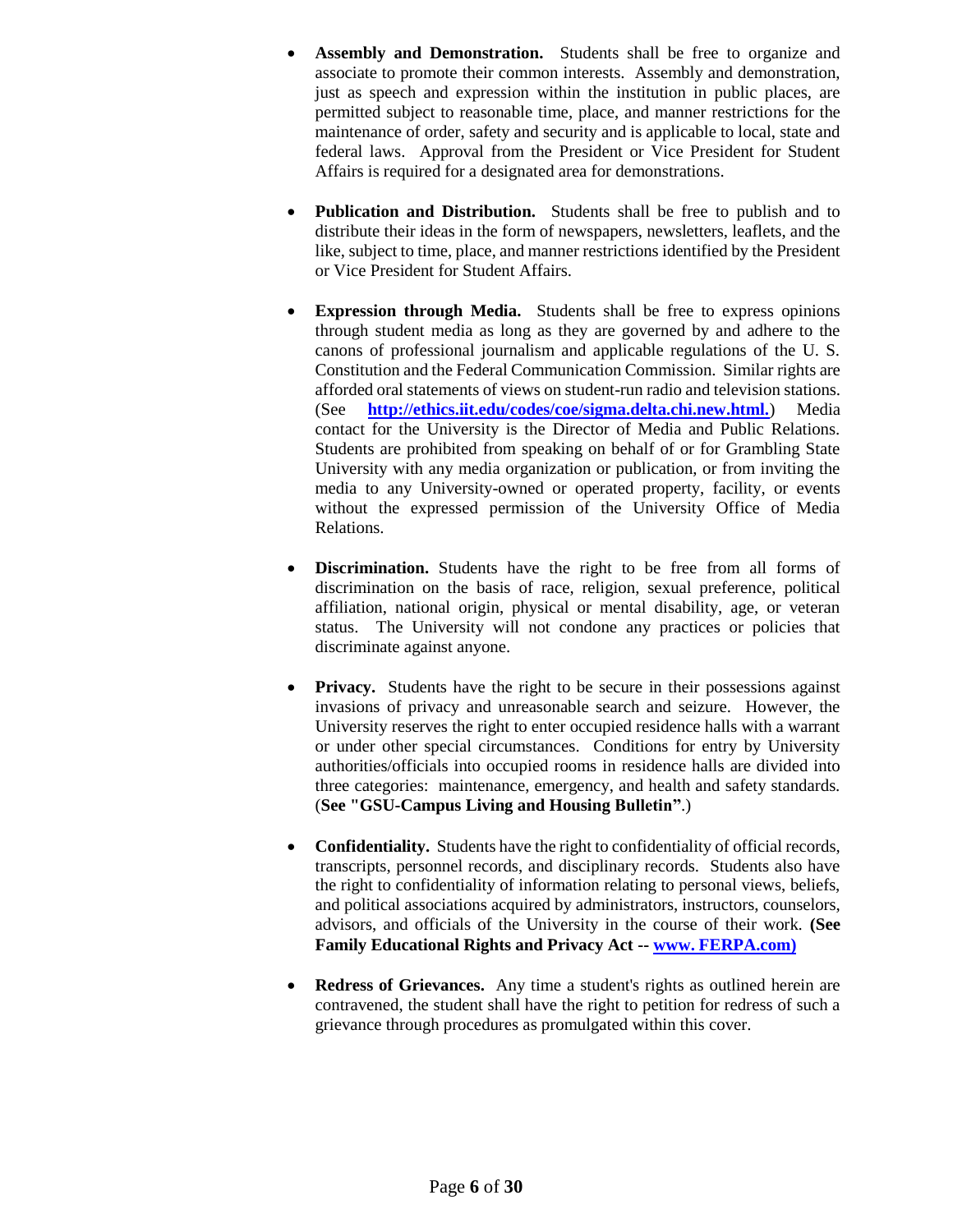- **Assembly and Demonstration.** Students shall be free to organize and associate to promote their common interests. Assembly and demonstration, just as speech and expression within the institution in public places, are permitted subject to reasonable time, place, and manner restrictions for the maintenance of order, safety and security and is applicable to local, state and federal laws. Approval from the President or Vice President for Student Affairs is required for a designated area for demonstrations.

- **Publication and Distribution.** Students shall be free to publish and to distribute their ideas in the form of newspapers, newsletters, leaflets, and the like, subject to time, place, and manner restrictions identified by the President or Vice President for Student Affairs.

- **Expression through Media.** Students shall be free to express opinions through student media as long as they are governed by and adhere to the canons of professional journalism and applicable regulations of the U. S. Constitution and the Federal Communication Commission. Similar rights are afforded oral statements of views on student-run radio and television stations. (See **http://ethics.iit.edu/codes/coe/sigma.delta.chi.new.html.**) Media contact for the University is the Director of Media and Public Relations. Students are prohibited from speaking on behalf of or for Grambling State University with any media organization or publication, or from inviting the media to any University-owned or operated property, facility, or events without the expressed permission of the University Office of Media Relations.

- **Discrimination.** Students have the right to be free from all forms of discrimination on the basis of race, religion, sexual preference, political affiliation, national origin, physical or mental disability, age, or veteran status. The University will not condone any practices or policies that discriminate against anyone.

- **Privacy.** Students have the right to be secure in their possessions against invasions of privacy and unreasonable search and seizure. However, the University reserves the right to enter occupied residence halls with a warrant or under other special circumstances. Conditions for entry by University authorities/officials into occupied rooms in residence halls are divided into three categories: maintenance, emergency, and health and safety standards. (**See "GSU-Campus Living and Housing Bulletin"**.)

- **Confidentiality.** Students have the right to confidentiality of official records, transcripts, personnel records, and disciplinary records. Students also have the right to confidentiality of information relating to personal views, beliefs, and political associations acquired by administrators, instructors, counselors, advisors, and officials of the University in the course of their work. **(See Family Educational Rights and Privacy Act -- www. FERPA.com)**

- **Redress of Grievances.** Any time a student's rights as outlined herein are contravened, the student shall have the right to petition for redress of such a grievance through procedures as promulgated within this cover.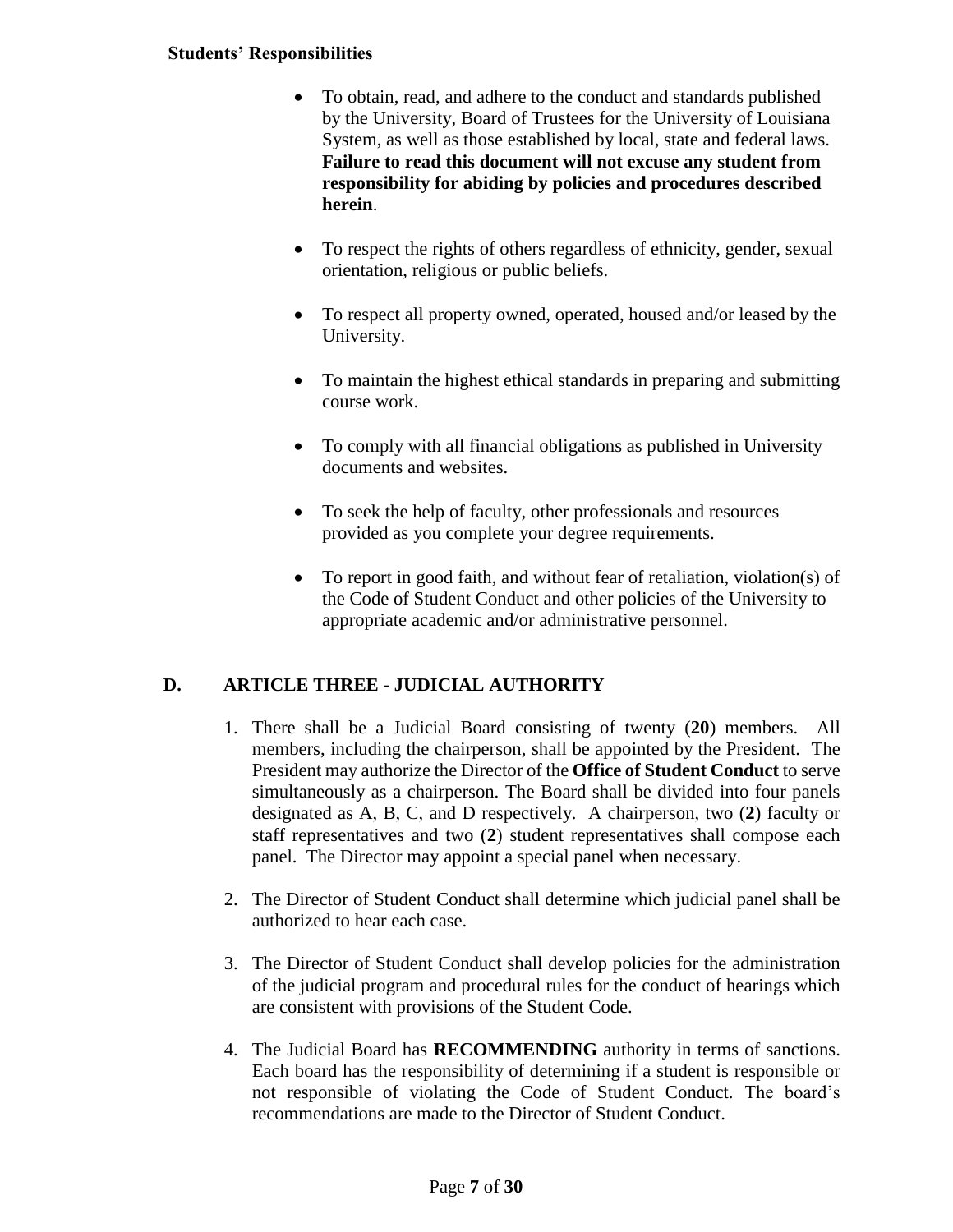**Students' Responsibilities**

- To obtain, read, and adhere to the conduct and standards published by the University, Board of Trustees for the University of Louisiana System, as well as those established by local, state and federal laws. **Failure to read this document will not excuse any student from responsibility for abiding by policies and procedures described herein**.

- To respect the rights of others regardless of ethnicity, gender, sexual orientation, religious or public beliefs.

- To respect all property owned, operated, housed and/or leased by the University.

- To maintain the highest ethical standards in preparing and submitting course work.

- To comply with all financial obligations as published in University documents and websites.

- To seek the help of faculty, other professionals and resources provided as you complete your degree requirements.

- To report in good faith, and without fear of retaliation, violation(s) of the Code of Student Conduct and other policies of the University to appropriate academic and/or administrative personnel.

## D. ARTICLE THREE - JUDICIAL AUTHORITY

1. There shall be a Judicial Board consisting of twenty (**20**) members. All members, including the chairperson, shall be appointed by the President. The President may authorize the Director of the **Office of Student Conduct** to serve simultaneously as a chairperson. The Board shall be divided into four panels designated as A, B, C, and D respectively. A chairperson, two (**2**) faculty or staff representatives and two (**2**) student representatives shall compose each panel. The Director may appoint a special panel when necessary.

2. The Director of Student Conduct shall determine which judicial panel shall be authorized to hear each case.

3. The Director of Student Conduct shall develop policies for the administration of the judicial program and procedural rules for the conduct of hearings which are consistent with provisions of the Student Code.

4. The Judicial Board has **RECOMMENDING** authority in terms of sanctions. Each board has the responsibility of determining if a student is responsible or not responsible of violating the Code of Student Conduct. The board's recommendations are made to the Director of Student Conduct.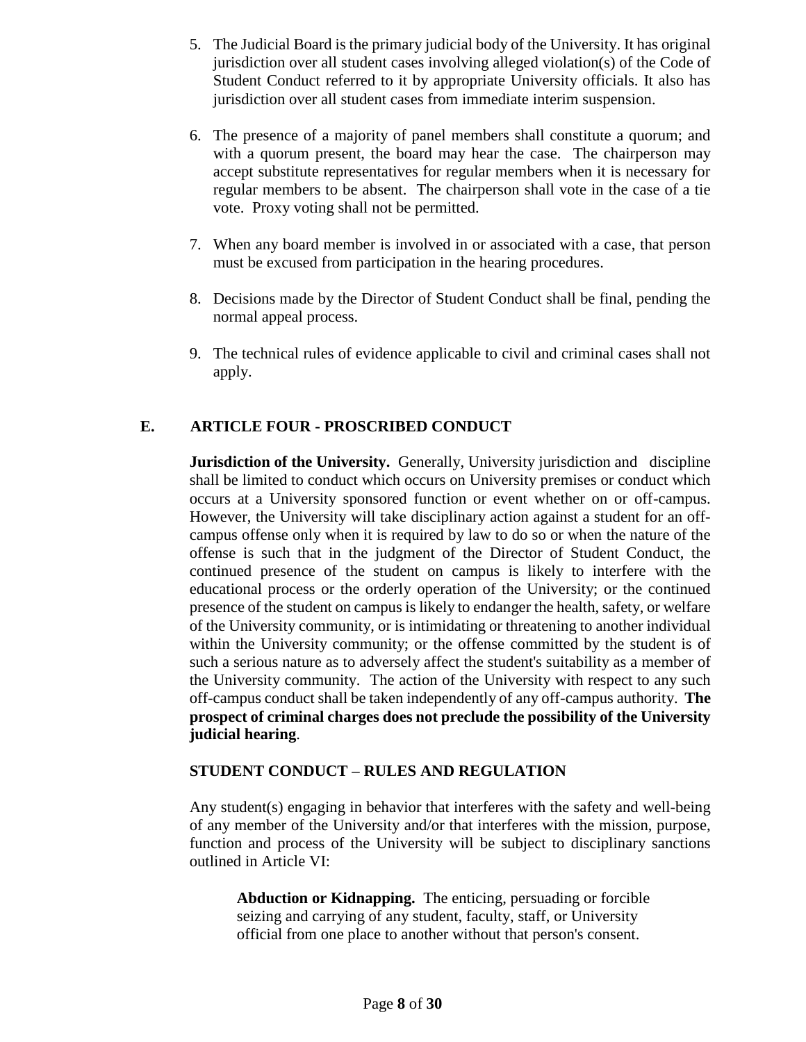5. The Judicial Board is the primary judicial body of the University. It has original jurisdiction over all student cases involving alleged violation(s) of the Code of Student Conduct referred to it by appropriate University officials. It also has jurisdiction over all student cases from immediate interim suspension.

6. The presence of a majority of panel members shall constitute a quorum; and with a quorum present, the board may hear the case. The chairperson may accept substitute representatives for regular members when it is necessary for regular members to be absent. The chairperson shall vote in the case of a tie vote. Proxy voting shall not be permitted.

7. When any board member is involved in or associated with a case, that person must be excused from participation in the hearing procedures.

8. Decisions made by the Director of Student Conduct shall be final, pending the normal appeal process.

9. The technical rules of evidence applicable to civil and criminal cases shall not apply.

## E. ARTICLE FOUR - PROSCRIBED CONDUCT

**Jurisdiction of the University.** Generally, University jurisdiction and discipline shall be limited to conduct which occurs on University premises or conduct which occurs at a University sponsored function or event whether on or off-campus. However, the University will take disciplinary action against a student for an off-campus offense only when it is required by law to do so or when the nature of the offense is such that in the judgment of the Director of Student Conduct, the continued presence of the student on campus is likely to interfere with the educational process or the orderly operation of the University; or the continued presence of the student on campus is likely to endanger the health, safety, or welfare of the University community, or is intimidating or threatening to another individual within the University community; or the offense committed by the student is of such a serious nature as to adversely affect the student's suitability as a member of the University community. The action of the University with respect to any such off-campus conduct shall be taken independently of any off-campus authority. **The prospect of criminal charges does not preclude the possibility of the University judicial hearing**.

### STUDENT CONDUCT – RULES AND REGULATION

Any student(s) engaging in behavior that interferes with the safety and well-being of any member of the University and/or that interferes with the mission, purpose, function and process of the University will be subject to disciplinary sanctions outlined in Article VI:

**Abduction or Kidnapping.** The enticing, persuading or forcible seizing and carrying of any student, faculty, staff, or University official from one place to another without that person's consent.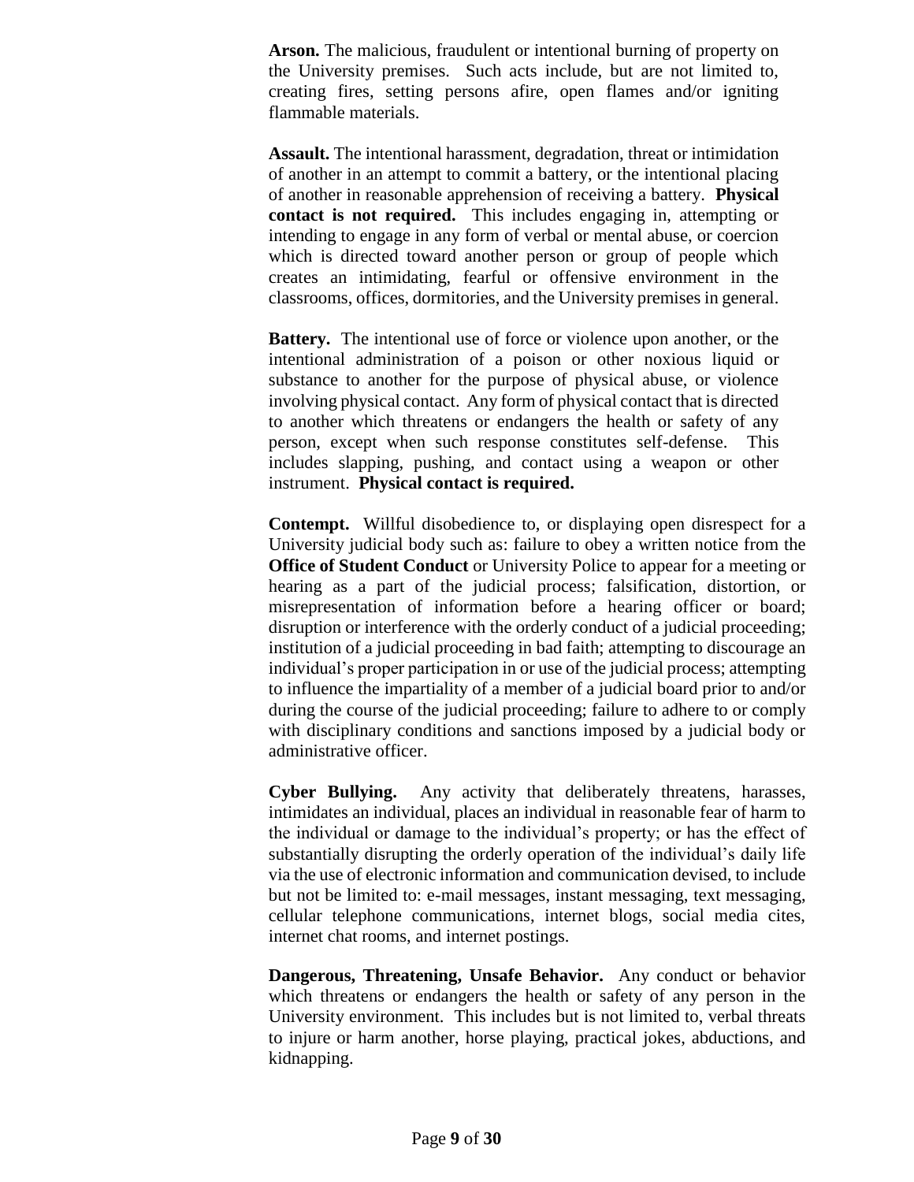**Arson.** The malicious, fraudulent or intentional burning of property on the University premises. Such acts include, but are not limited to, creating fires, setting persons afire, open flames and/or igniting flammable materials.

**Assault.** The intentional harassment, degradation, threat or intimidation of another in an attempt to commit a battery, or the intentional placing of another in reasonable apprehension of receiving a battery. **Physical contact is not required.** This includes engaging in, attempting or intending to engage in any form of verbal or mental abuse, or coercion which is directed toward another person or group of people which creates an intimidating, fearful or offensive environment in the classrooms, offices, dormitories, and the University premises in general.

**Battery.** The intentional use of force or violence upon another, or the intentional administration of a poison or other noxious liquid or substance to another for the purpose of physical abuse, or violence involving physical contact. Any form of physical contact that is directed to another which threatens or endangers the health or safety of any person, except when such response constitutes self-defense. This includes slapping, pushing, and contact using a weapon or other instrument. **Physical contact is required.**

**Contempt.** Willful disobedience to, or displaying open disrespect for a University judicial body such as: failure to obey a written notice from the **Office of Student Conduct** or University Police to appear for a meeting or hearing as a part of the judicial process; falsification, distortion, or misrepresentation of information before a hearing officer or board; disruption or interference with the orderly conduct of a judicial proceeding; institution of a judicial proceeding in bad faith; attempting to discourage an individual's proper participation in or use of the judicial process; attempting to influence the impartiality of a member of a judicial board prior to and/or during the course of the judicial proceeding; failure to adhere to or comply with disciplinary conditions and sanctions imposed by a judicial body or administrative officer.

**Cyber Bullying.** Any activity that deliberately threatens, harasses, intimidates an individual, places an individual in reasonable fear of harm to the individual or damage to the individual's property; or has the effect of substantially disrupting the orderly operation of the individual's daily life via the use of electronic information and communication devised, to include but not be limited to: e-mail messages, instant messaging, text messaging, cellular telephone communications, internet blogs, social media cites, internet chat rooms, and internet postings.

**Dangerous, Threatening, Unsafe Behavior.** Any conduct or behavior which threatens or endangers the health or safety of any person in the University environment. This includes but is not limited to, verbal threats to injure or harm another, horse playing, practical jokes, abductions, and kidnapping.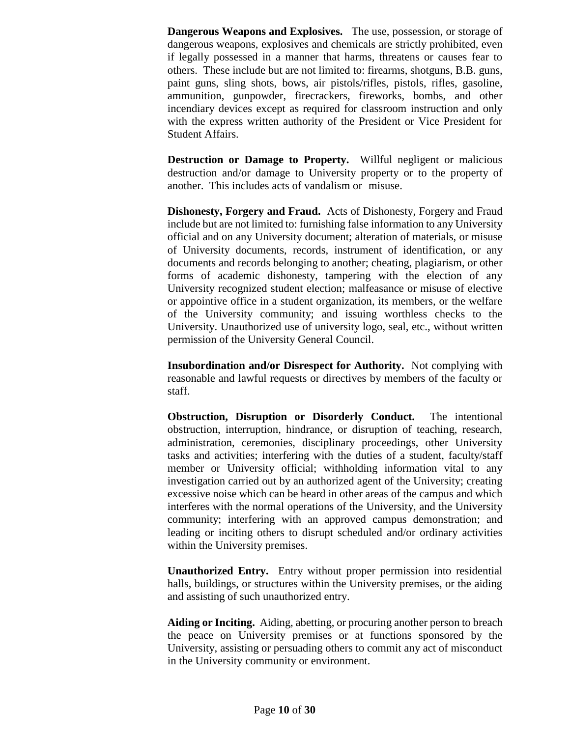**Dangerous Weapons and Explosives.** The use, possession, or storage of dangerous weapons, explosives and chemicals are strictly prohibited, even if legally possessed in a manner that harms, threatens or causes fear to others. These include but are not limited to: firearms, shotguns, B.B. guns, paint guns, sling shots, bows, air pistols/rifles, pistols, rifles, gasoline, ammunition, gunpowder, firecrackers, fireworks, bombs, and other incendiary devices except as required for classroom instruction and only with the express written authority of the President or Vice President for Student Affairs.

**Destruction or Damage to Property.** Willful negligent or malicious destruction and/or damage to University property or to the property of another. This includes acts of vandalism or misuse.

**Dishonesty, Forgery and Fraud.** Acts of Dishonesty, Forgery and Fraud include but are not limited to: furnishing false information to any University official and on any University document; alteration of materials, or misuse of University documents, records, instrument of identification, or any documents and records belonging to another; cheating, plagiarism, or other forms of academic dishonesty, tampering with the election of any University recognized student election; malfeasance or misuse of elective or appointive office in a student organization, its members, or the welfare of the University community; and issuing worthless checks to the University. Unauthorized use of university logo, seal, etc., without written permission of the University General Council.

**Insubordination and/or Disrespect for Authority.** Not complying with reasonable and lawful requests or directives by members of the faculty or staff.

**Obstruction, Disruption or Disorderly Conduct.** The intentional obstruction, interruption, hindrance, or disruption of teaching, research, administration, ceremonies, disciplinary proceedings, other University tasks and activities; interfering with the duties of a student, faculty/staff member or University official; withholding information vital to any investigation carried out by an authorized agent of the University; creating excessive noise which can be heard in other areas of the campus and which interferes with the normal operations of the University, and the University community; interfering with an approved campus demonstration; and leading or inciting others to disrupt scheduled and/or ordinary activities within the University premises.

**Unauthorized Entry.** Entry without proper permission into residential halls, buildings, or structures within the University premises, or the aiding and assisting of such unauthorized entry.

**Aiding or Inciting.** Aiding, abetting, or procuring another person to breach the peace on University premises or at functions sponsored by the University, assisting or persuading others to commit any act of misconduct in the University community or environment.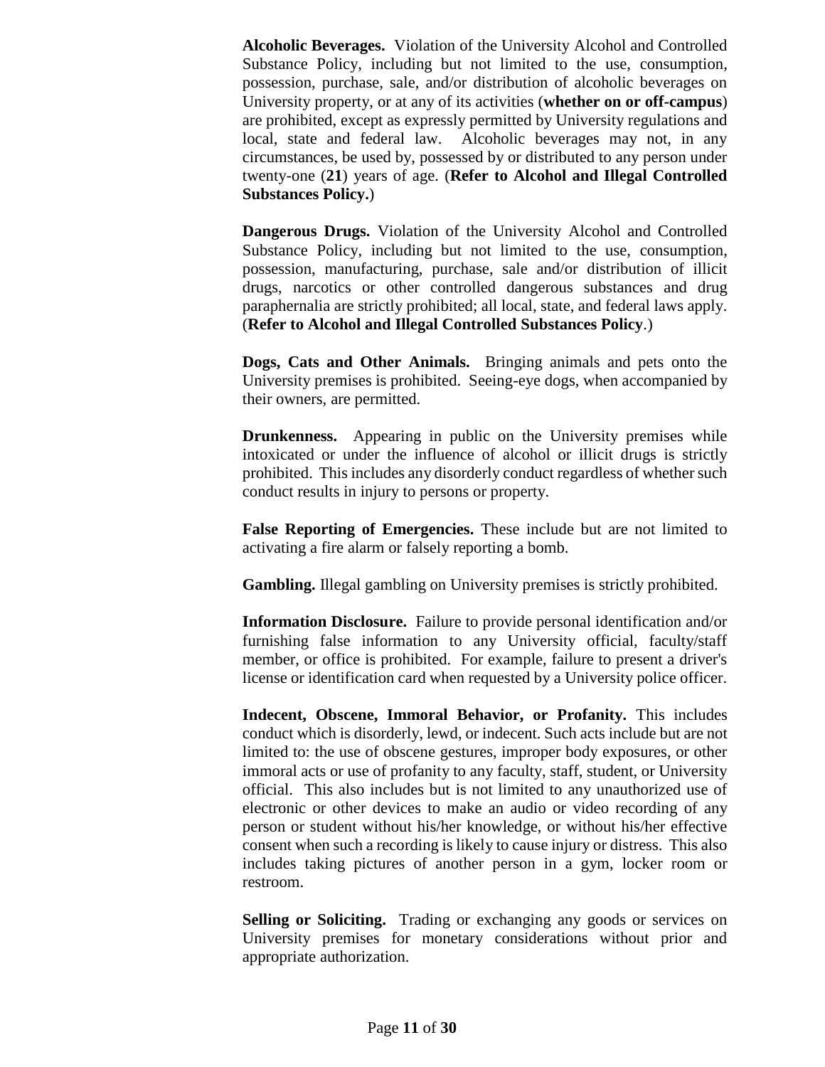**Alcoholic Beverages.** Violation of the University Alcohol and Controlled Substance Policy, including but not limited to the use, consumption, possession, purchase, sale, and/or distribution of alcoholic beverages on University property, or at any of its activities (**whether on or off-campus**) are prohibited, except as expressly permitted by University regulations and local, state and federal law. Alcoholic beverages may not, in any circumstances, be used by, possessed by or distributed to any person under twenty-one (**21**) years of age. (**Refer to Alcohol and Illegal Controlled Substances Policy.**)

**Dangerous Drugs.** Violation of the University Alcohol and Controlled Substance Policy, including but not limited to the use, consumption, possession, manufacturing, purchase, sale and/or distribution of illicit drugs, narcotics or other controlled dangerous substances and drug paraphernalia are strictly prohibited; all local, state, and federal laws apply. (**Refer to Alcohol and Illegal Controlled Substances Policy**.)

**Dogs, Cats and Other Animals.** Bringing animals and pets onto the University premises is prohibited. Seeing-eye dogs, when accompanied by their owners, are permitted.

**Drunkenness.** Appearing in public on the University premises while intoxicated or under the influence of alcohol or illicit drugs is strictly prohibited. This includes any disorderly conduct regardless of whether such conduct results in injury to persons or property.

**False Reporting of Emergencies.** These include but are not limited to activating a fire alarm or falsely reporting a bomb.

**Gambling.** Illegal gambling on University premises is strictly prohibited.

**Information Disclosure.** Failure to provide personal identification and/or furnishing false information to any University official, faculty/staff member, or office is prohibited. For example, failure to present a driver's license or identification card when requested by a University police officer.

**Indecent, Obscene, Immoral Behavior, or Profanity.** This includes conduct which is disorderly, lewd, or indecent. Such acts include but are not limited to: the use of obscene gestures, improper body exposures, or other immoral acts or use of profanity to any faculty, staff, student, or University official. This also includes but is not limited to any unauthorized use of electronic or other devices to make an audio or video recording of any person or student without his/her knowledge, or without his/her effective consent when such a recording is likely to cause injury or distress. This also includes taking pictures of another person in a gym, locker room or restroom.

**Selling or Soliciting.** Trading or exchanging any goods or services on University premises for monetary considerations without prior and appropriate authorization.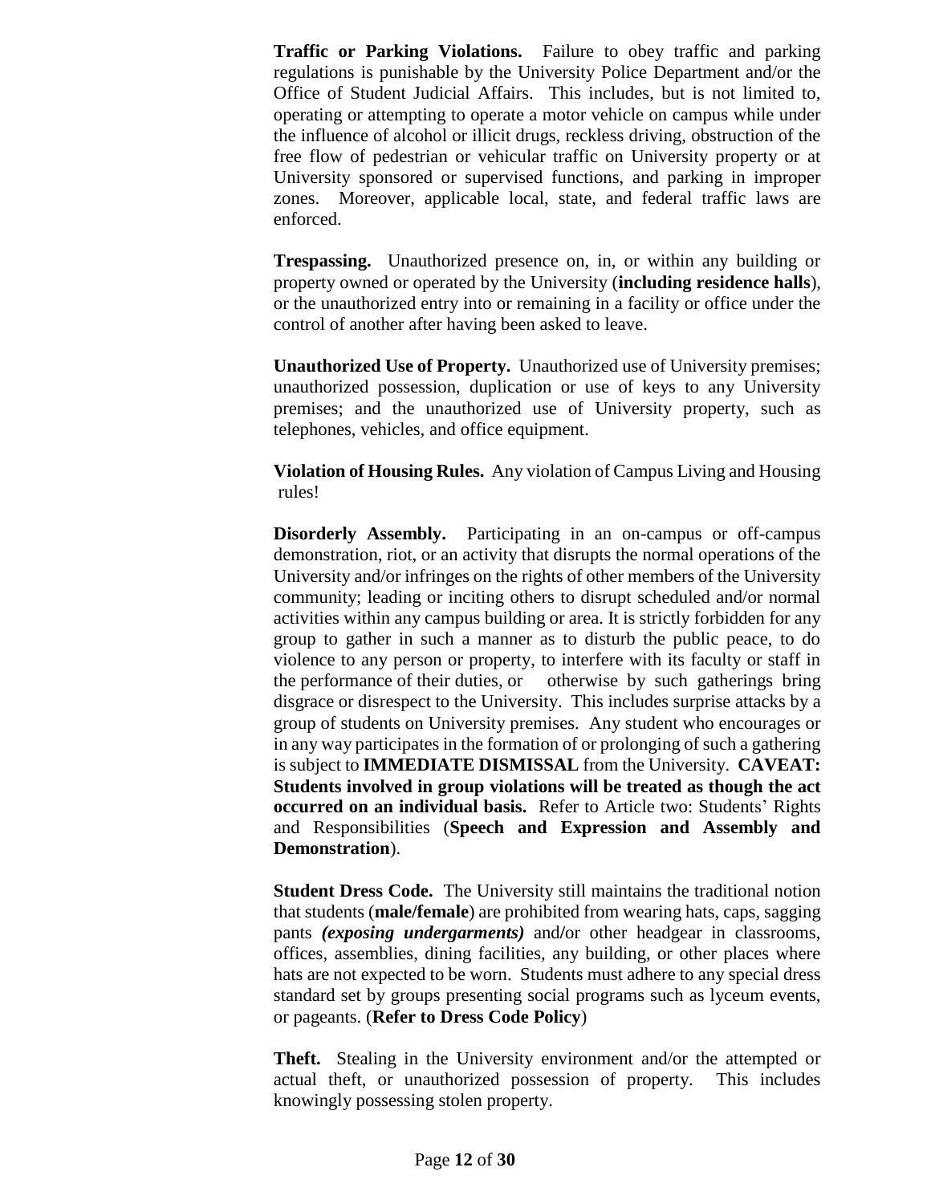**Traffic or Parking Violations.** Failure to obey traffic and parking regulations is punishable by the University Police Department and/or the Office of Student Judicial Affairs. This includes, but is not limited to, operating or attempting to operate a motor vehicle on campus while under the influence of alcohol or illicit drugs, reckless driving, obstruction of the free flow of pedestrian or vehicular traffic on University property or at University sponsored or supervised functions, and parking in improper zones. Moreover, applicable local, state, and federal traffic laws are enforced.

**Trespassing.** Unauthorized presence on, in, or within any building or property owned or operated by the University (**including residence halls**), or the unauthorized entry into or remaining in a facility or office under the control of another after having been asked to leave.

**Unauthorized Use of Property.** Unauthorized use of University premises; unauthorized possession, duplication or use of keys to any University premises; and the unauthorized use of University property, such as telephones, vehicles, and office equipment.

**Violation of Housing Rules.** Any violation of Campus Living and Housing rules!

**Disorderly Assembly.** Participating in an on-campus or off-campus demonstration, riot, or an activity that disrupts the normal operations of the University and/or infringes on the rights of other members of the University community; leading or inciting others to disrupt scheduled and/or normal activities within any campus building or area. It is strictly forbidden for any group to gather in such a manner as to disturb the public peace, to do violence to any person or property, to interfere with its faculty or staff in the performance of their duties, or otherwise by such gatherings bring disgrace or disrespect to the University. This includes surprise attacks by a group of students on University premises. Any student who encourages or in any way participates in the formation of or prolonging of such a gathering is subject to **IMMEDIATE DISMISSAL** from the University. **CAVEAT: Students involved in group violations will be treated as though the act occurred on an individual basis.** Refer to Article two: Students' Rights and Responsibilities (**Speech and Expression and Assembly and Demonstration**).

**Student Dress Code.** The University still maintains the traditional notion that students (**male/female**) are prohibited from wearing hats, caps, sagging pants ***(exposing undergarments)*** and/or other headgear in classrooms, offices, assemblies, dining facilities, any building, or other places where hats are not expected to be worn. Students must adhere to any special dress standard set by groups presenting social programs such as lyceum events, or pageants. (**Refer to Dress Code Policy**)

**Theft.** Stealing in the University environment and/or the attempted or actual theft, or unauthorized possession of property. This includes knowingly possessing stolen property.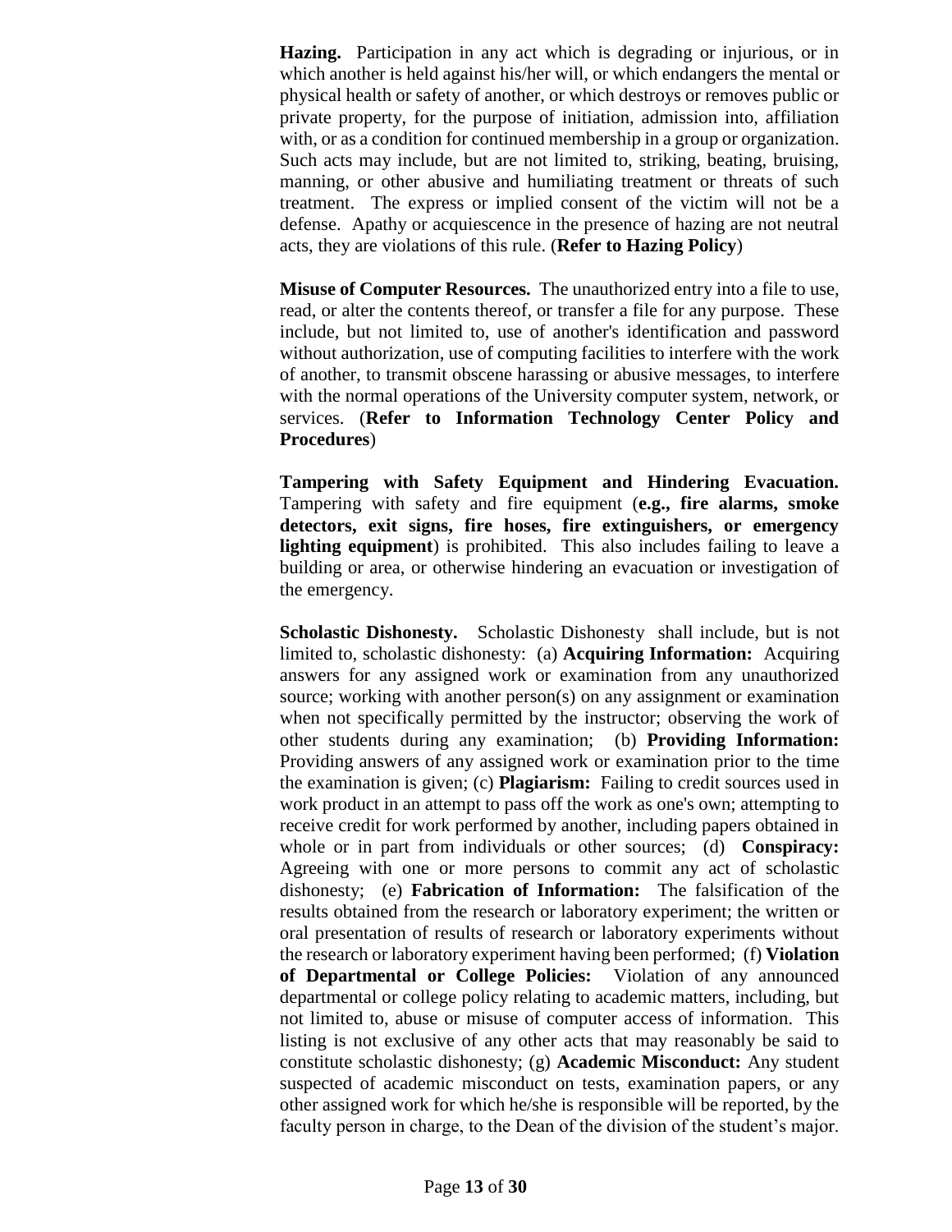**Hazing.** Participation in any act which is degrading or injurious, or in which another is held against his/her will, or which endangers the mental or physical health or safety of another, or which destroys or removes public or private property, for the purpose of initiation, admission into, affiliation with, or as a condition for continued membership in a group or organization. Such acts may include, but are not limited to, striking, beating, bruising, manning, or other abusive and humiliating treatment or threats of such treatment. The express or implied consent of the victim will not be a defense. Apathy or acquiescence in the presence of hazing are not neutral acts, they are violations of this rule. (**Refer to Hazing Policy**)

**Misuse of Computer Resources.** The unauthorized entry into a file to use, read, or alter the contents thereof, or transfer a file for any purpose. These include, but not limited to, use of another's identification and password without authorization, use of computing facilities to interfere with the work of another, to transmit obscene harassing or abusive messages, to interfere with the normal operations of the University computer system, network, or services. (**Refer to Information Technology Center Policy and Procedures**)

**Tampering with Safety Equipment and Hindering Evacuation.** Tampering with safety and fire equipment (**e.g., fire alarms, smoke detectors, exit signs, fire hoses, fire extinguishers, or emergency lighting equipment**) is prohibited. This also includes failing to leave a building or area, or otherwise hindering an evacuation or investigation of the emergency.

**Scholastic Dishonesty.** Scholastic Dishonesty shall include, but is not limited to, scholastic dishonesty: (a) **Acquiring Information:** Acquiring answers for any assigned work or examination from any unauthorized source; working with another person(s) on any assignment or examination when not specifically permitted by the instructor; observing the work of other students during any examination; (b) **Providing Information:** Providing answers of any assigned work or examination prior to the time the examination is given; (c) **Plagiarism:** Failing to credit sources used in work product in an attempt to pass off the work as one's own; attempting to receive credit for work performed by another, including papers obtained in whole or in part from individuals or other sources; (d) **Conspiracy:** Agreeing with one or more persons to commit any act of scholastic dishonesty; (e) **Fabrication of Information:** The falsification of the results obtained from the research or laboratory experiment; the written or oral presentation of results of research or laboratory experiments without the research or laboratory experiment having been performed; (f) **Violation of Departmental or College Policies:** Violation of any announced departmental or college policy relating to academic matters, including, but not limited to, abuse or misuse of computer access of information. This listing is not exclusive of any other acts that may reasonably be said to constitute scholastic dishonesty; (g) **Academic Misconduct:** Any student suspected of academic misconduct on tests, examination papers, or any other assigned work for which he/she is responsible will be reported, by the faculty person in charge, to the Dean of the division of the student's major.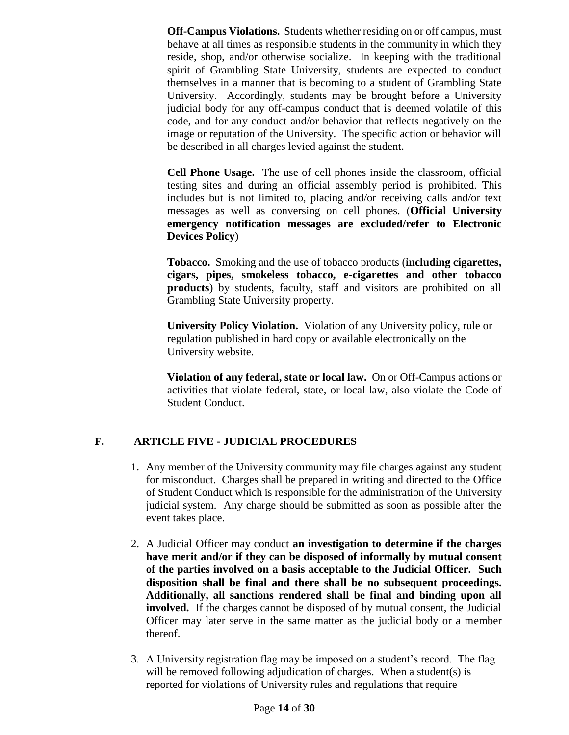**Off-Campus Violations.** Students whether residing on or off campus, must behave at all times as responsible students in the community in which they reside, shop, and/or otherwise socialize. In keeping with the traditional spirit of Grambling State University, students are expected to conduct themselves in a manner that is becoming to a student of Grambling State University. Accordingly, students may be brought before a University judicial body for any off-campus conduct that is deemed volatile of this code, and for any conduct and/or behavior that reflects negatively on the image or reputation of the University. The specific action or behavior will be described in all charges levied against the student.

**Cell Phone Usage.** The use of cell phones inside the classroom, official testing sites and during an official assembly period is prohibited. This includes but is not limited to, placing and/or receiving calls and/or text messages as well as conversing on cell phones. (**Official University emergency notification messages are excluded/refer to Electronic Devices Policy**)

**Tobacco.** Smoking and the use of tobacco products (**including cigarettes, cigars, pipes, smokeless tobacco, e-cigarettes and other tobacco products**) by students, faculty, staff and visitors are prohibited on all Grambling State University property.

**University Policy Violation.** Violation of any University policy, rule or regulation published in hard copy or available electronically on the University website.

**Violation of any federal, state or local law.** On or Off-Campus actions or activities that violate federal, state, or local law, also violate the Code of Student Conduct.

## F. ARTICLE FIVE - JUDICIAL PROCEDURES

1. Any member of the University community may file charges against any student for misconduct. Charges shall be prepared in writing and directed to the Office of Student Conduct which is responsible for the administration of the University judicial system. Any charge should be submitted as soon as possible after the event takes place.

2. A Judicial Officer may conduct **an investigation to determine if the charges have merit and/or if they can be disposed of informally by mutual consent of the parties involved on a basis acceptable to the Judicial Officer. Such disposition shall be final and there shall be no subsequent proceedings. Additionally, all sanctions rendered shall be final and binding upon all involved.** If the charges cannot be disposed of by mutual consent, the Judicial Officer may later serve in the same matter as the judicial body or a member thereof.

3. A University registration flag may be imposed on a student's record. The flag will be removed following adjudication of charges. When a student(s) is reported for violations of University rules and regulations that require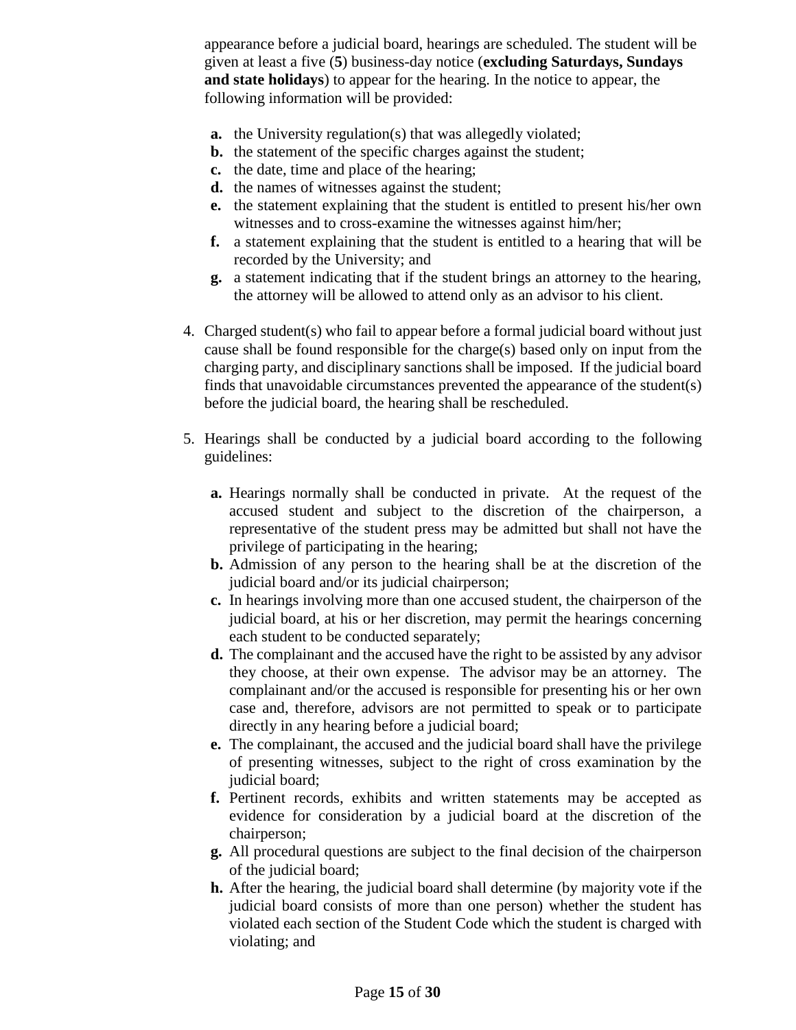appearance before a judicial board, hearings are scheduled. The student will be given at least a five (**5**) business-day notice (**excluding Saturdays, Sundays and state holidays**) to appear for the hearing. In the notice to appear, the following information will be provided:

- **a.** the University regulation(s) that was allegedly violated;
- **b.** the statement of the specific charges against the student;
- **c.** the date, time and place of the hearing;
- **d.** the names of witnesses against the student;
- **e.** the statement explaining that the student is entitled to present his/her own witnesses and to cross-examine the witnesses against him/her;
- **f.** a statement explaining that the student is entitled to a hearing that will be recorded by the University; and
- **g.** a statement indicating that if the student brings an attorney to the hearing, the attorney will be allowed to attend only as an advisor to his client.

4. Charged student(s) who fail to appear before a formal judicial board without just cause shall be found responsible for the charge(s) based only on input from the charging party, and disciplinary sanctions shall be imposed. If the judicial board finds that unavoidable circumstances prevented the appearance of the student(s) before the judicial board, the hearing shall be rescheduled.

5. Hearings shall be conducted by a judicial board according to the following guidelines:

   - **a.** Hearings normally shall be conducted in private. At the request of the accused student and subject to the discretion of the chairperson, a representative of the student press may be admitted but shall not have the privilege of participating in the hearing;
   - **b.** Admission of any person to the hearing shall be at the discretion of the judicial board and/or its judicial chairperson;
   - **c.** In hearings involving more than one accused student, the chairperson of the judicial board, at his or her discretion, may permit the hearings concerning each student to be conducted separately;
   - **d.** The complainant and the accused have the right to be assisted by any advisor they choose, at their own expense. The advisor may be an attorney. The complainant and/or the accused is responsible for presenting his or her own case and, therefore, advisors are not permitted to speak or to participate directly in any hearing before a judicial board;
   - **e.** The complainant, the accused and the judicial board shall have the privilege of presenting witnesses, subject to the right of cross examination by the judicial board;
   - **f.** Pertinent records, exhibits and written statements may be accepted as evidence for consideration by a judicial board at the discretion of the chairperson;
   - **g.** All procedural questions are subject to the final decision of the chairperson of the judicial board;
   - **h.** After the hearing, the judicial board shall determine (by majority vote if the judicial board consists of more than one person) whether the student has violated each section of the Student Code which the student is charged with violating; and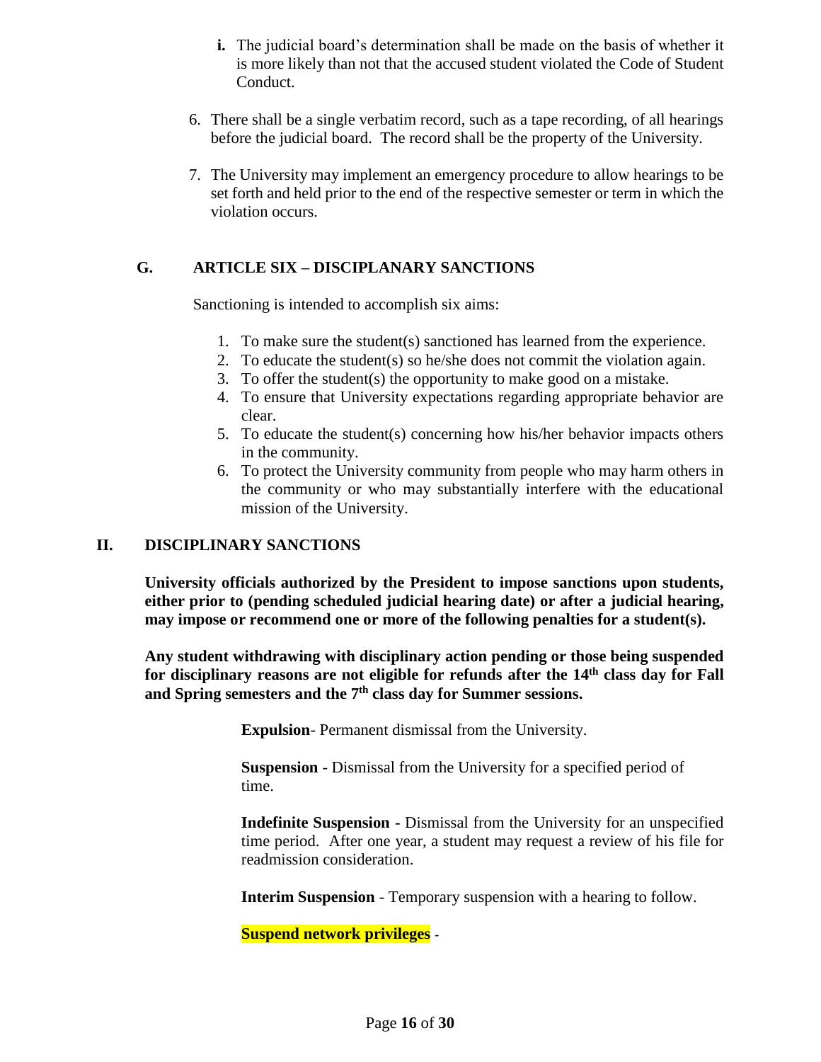**i.** The judicial board's determination shall be made on the basis of whether it is more likely than not that the accused student violated the Code of Student Conduct.

6. There shall be a single verbatim record, such as a tape recording, of all hearings before the judicial board. The record shall be the property of the University.

7. The University may implement an emergency procedure to allow hearings to be set forth and held prior to the end of the respective semester or term in which the violation occurs.

### G. ARTICLE SIX – DISCIPLANARY SANCTIONS

Sanctioning is intended to accomplish six aims:

1. To make sure the student(s) sanctioned has learned from the experience.
2. To educate the student(s) so he/she does not commit the violation again.
3. To offer the student(s) the opportunity to make good on a mistake.
4. To ensure that University expectations regarding appropriate behavior are clear.
5. To educate the student(s) concerning how his/her behavior impacts others in the community.
6. To protect the University community from people who may harm others in the community or who may substantially interfere with the educational mission of the University.

## II. DISCIPLINARY SANCTIONS

**University officials authorized by the President to impose sanctions upon students, either prior to (pending scheduled judicial hearing date) or after a judicial hearing, may impose or recommend one or more of the following penalties for a student(s).**

**Any student withdrawing with disciplinary action pending or those being suspended for disciplinary reasons are not eligible for refunds after the 14th class day for Fall and Spring semesters and the 7th class day for Summer sessions.**

**Expulsion**- Permanent dismissal from the University.

**Suspension** - Dismissal from the University for a specified period of time.

**Indefinite Suspension -** Dismissal from the University for an unspecified time period. After one year, a student may request a review of his file for readmission consideration.

**Interim Suspension** - Temporary suspension with a hearing to follow.

**Suspend network privileges** -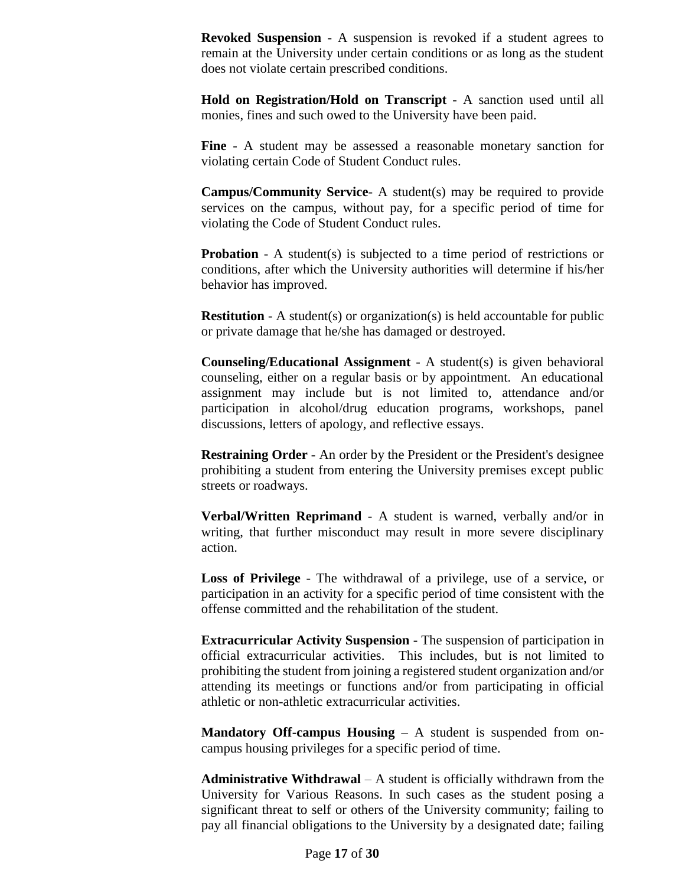**Revoked Suspension** - A suspension is revoked if a student agrees to remain at the University under certain conditions or as long as the student does not violate certain prescribed conditions.

**Hold on Registration/Hold on Transcript** - A sanction used until all monies, fines and such owed to the University have been paid.

**Fine** - A student may be assessed a reasonable monetary sanction for violating certain Code of Student Conduct rules.

**Campus/Community Service**- A student(s) may be required to provide services on the campus, without pay, for a specific period of time for violating the Code of Student Conduct rules.

**Probation** - A student(s) is subjected to a time period of restrictions or conditions, after which the University authorities will determine if his/her behavior has improved.

**Restitution** - A student(s) or organization(s) is held accountable for public or private damage that he/she has damaged or destroyed.

**Counseling/Educational Assignment** - A student(s) is given behavioral counseling, either on a regular basis or by appointment. An educational assignment may include but is not limited to, attendance and/or participation in alcohol/drug education programs, workshops, panel discussions, letters of apology, and reflective essays.

**Restraining Order** - An order by the President or the President's designee prohibiting a student from entering the University premises except public streets or roadways.

**Verbal/Written Reprimand** - A student is warned, verbally and/or in writing, that further misconduct may result in more severe disciplinary action.

**Loss of Privilege** - The withdrawal of a privilege, use of a service, or participation in an activity for a specific period of time consistent with the offense committed and the rehabilitation of the student.

**Extracurricular Activity Suspension -** The suspension of participation in official extracurricular activities. This includes, but is not limited to prohibiting the student from joining a registered student organization and/or attending its meetings or functions and/or from participating in official athletic or non-athletic extracurricular activities.

**Mandatory Off-campus Housing** – A student is suspended from on-campus housing privileges for a specific period of time.

**Administrative Withdrawal** – A student is officially withdrawn from the University for Various Reasons. In such cases as the student posing a significant threat to self or others of the University community; failing to pay all financial obligations to the University by a designated date; failing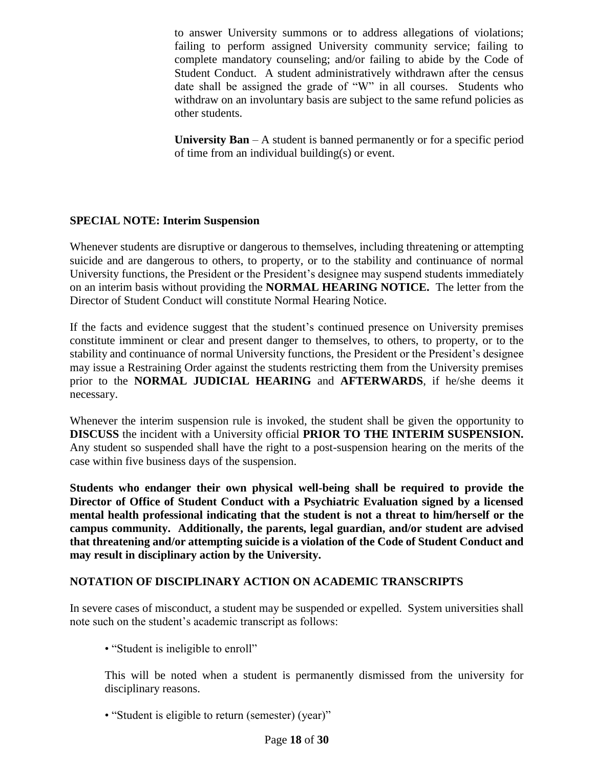to answer University summons or to address allegations of violations; failing to perform assigned University community service; failing to complete mandatory counseling; and/or failing to abide by the Code of Student Conduct. A student administratively withdrawn after the census date shall be assigned the grade of "W" in all courses. Students who withdraw on an involuntary basis are subject to the same refund policies as other students.

**University Ban** – A student is banned permanently or for a specific period of time from an individual building(s) or event.

## SPECIAL NOTE: Interim Suspension

Whenever students are disruptive or dangerous to themselves, including threatening or attempting suicide and are dangerous to others, to property, or to the stability and continuance of normal University functions, the President or the President's designee may suspend students immediately on an interim basis without providing the **NORMAL HEARING NOTICE.** The letter from the Director of Student Conduct will constitute Normal Hearing Notice.

If the facts and evidence suggest that the student's continued presence on University premises constitute imminent or clear and present danger to themselves, to others, to property, or to the stability and continuance of normal University functions, the President or the President's designee may issue a Restraining Order against the students restricting them from the University premises prior to the **NORMAL JUDICIAL HEARING** and **AFTERWARDS**, if he/she deems it necessary.

Whenever the interim suspension rule is invoked, the student shall be given the opportunity to **DISCUSS** the incident with a University official **PRIOR TO THE INTERIM SUSPENSION.** Any student so suspended shall have the right to a post-suspension hearing on the merits of the case within five business days of the suspension.

**Students who endanger their own physical well-being shall be required to provide the Director of Office of Student Conduct with a Psychiatric Evaluation signed by a licensed mental health professional indicating that the student is not a threat to him/herself or the campus community. Additionally, the parents, legal guardian, and/or student are advised that threatening and/or attempting suicide is a violation of the Code of Student Conduct and may result in disciplinary action by the University.**

## NOTATION OF DISCIPLINARY ACTION ON ACADEMIC TRANSCRIPTS

In severe cases of misconduct, a student may be suspended or expelled. System universities shall note such on the student's academic transcript as follows:

- "Student is ineligible to enroll"

  This will be noted when a student is permanently dismissed from the university for disciplinary reasons.

- "Student is eligible to return (semester) (year)"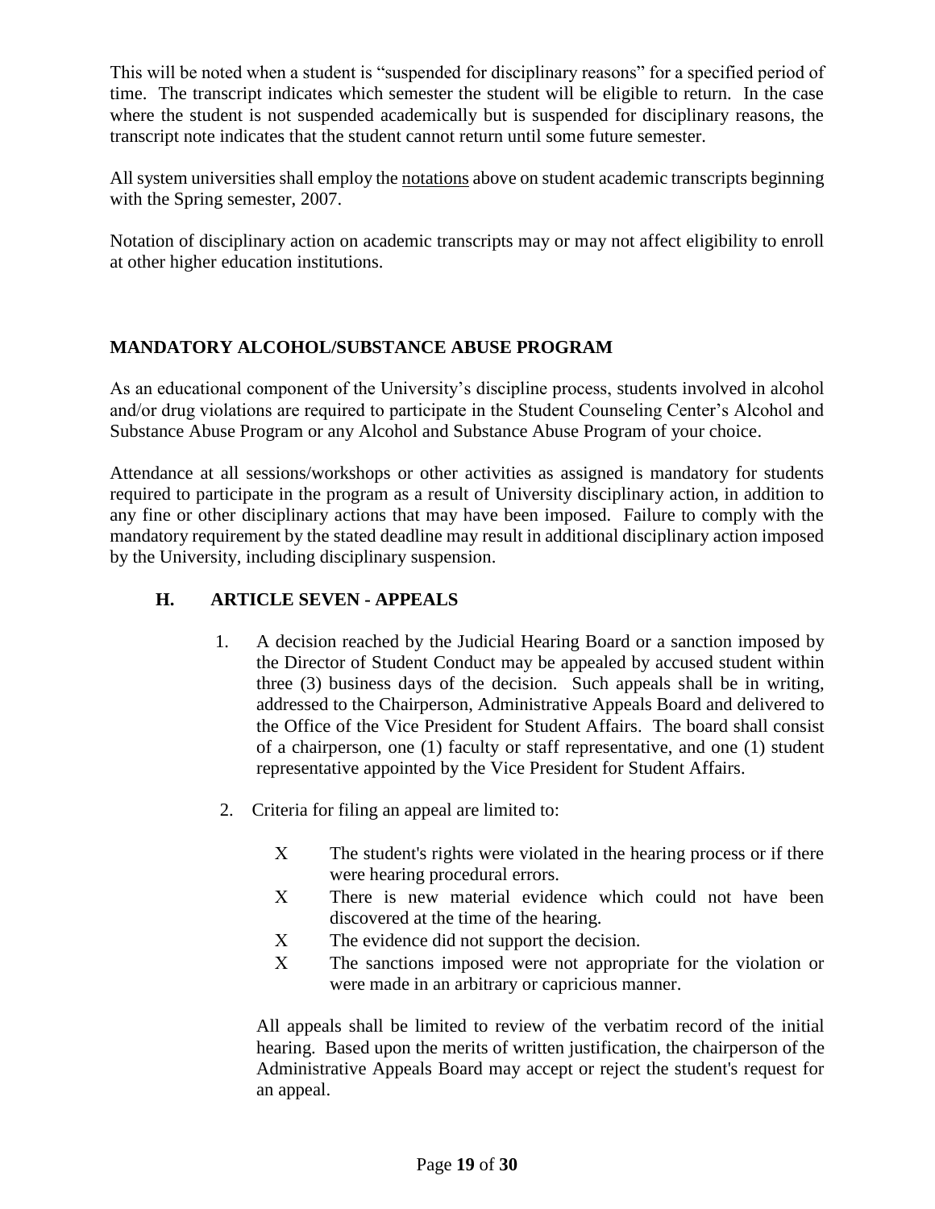This will be noted when a student is "suspended for disciplinary reasons" for a specified period of time. The transcript indicates which semester the student will be eligible to return. In the case where the student is not suspended academically but is suspended for disciplinary reasons, the transcript note indicates that the student cannot return until some future semester.

All system universities shall employ the <u>notations</u> above on student academic transcripts beginning with the Spring semester, 2007.

Notation of disciplinary action on academic transcripts may or may not affect eligibility to enroll at other higher education institutions.

## MANDATORY ALCOHOL/SUBSTANCE ABUSE PROGRAM

As an educational component of the University's discipline process, students involved in alcohol and/or drug violations are required to participate in the Student Counseling Center's Alcohol and Substance Abuse Program or any Alcohol and Substance Abuse Program of your choice.

Attendance at all sessions/workshops or other activities as assigned is mandatory for students required to participate in the program as a result of University disciplinary action, in addition to any fine or other disciplinary actions that may have been imposed. Failure to comply with the mandatory requirement by the stated deadline may result in additional disciplinary action imposed by the University, including disciplinary suspension.

## H. ARTICLE SEVEN - APPEALS

1. A decision reached by the Judicial Hearing Board or a sanction imposed by the Director of Student Conduct may be appealed by accused student within three (3) business days of the decision. Such appeals shall be in writing, addressed to the Chairperson, Administrative Appeals Board and delivered to the Office of the Vice President for Student Affairs. The board shall consist of a chairperson, one (1) faculty or staff representative, and one (1) student representative appointed by the Vice President for Student Affairs.

2. Criteria for filing an appeal are limited to:

   - The student's rights were violated in the hearing process or if there were hearing procedural errors.
   - There is new material evidence which could not have been discovered at the time of the hearing.
   - The evidence did not support the decision.
   - The sanctions imposed were not appropriate for the violation or were made in an arbitrary or capricious manner.

   All appeals shall be limited to review of the verbatim record of the initial hearing. Based upon the merits of written justification, the chairperson of the Administrative Appeals Board may accept or reject the student's request for an appeal.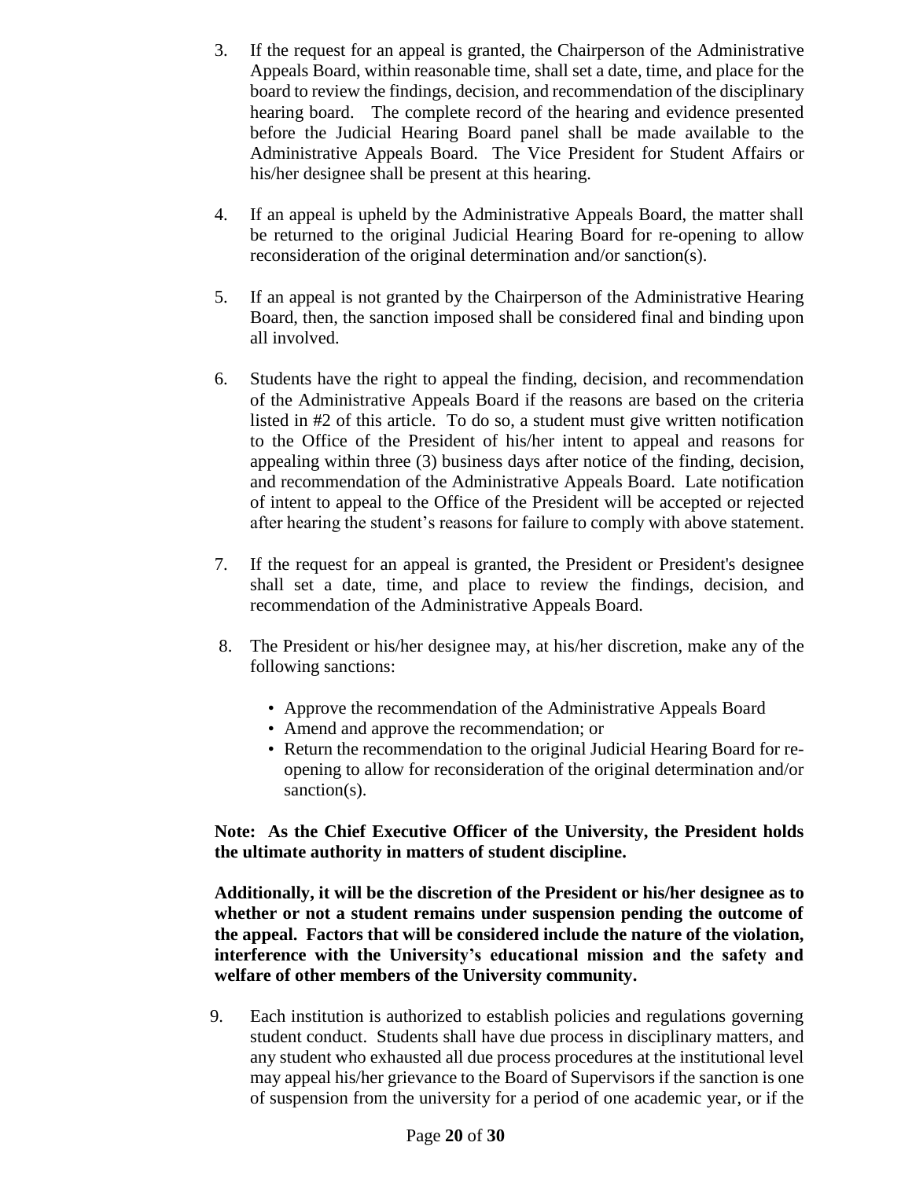3. If the request for an appeal is granted, the Chairperson of the Administrative Appeals Board, within reasonable time, shall set a date, time, and place for the board to review the findings, decision, and recommendation of the disciplinary hearing board. The complete record of the hearing and evidence presented before the Judicial Hearing Board panel shall be made available to the Administrative Appeals Board. The Vice President for Student Affairs or his/her designee shall be present at this hearing.

4. If an appeal is upheld by the Administrative Appeals Board, the matter shall be returned to the original Judicial Hearing Board for re-opening to allow reconsideration of the original determination and/or sanction(s).

5. If an appeal is not granted by the Chairperson of the Administrative Hearing Board, then, the sanction imposed shall be considered final and binding upon all involved.

6. Students have the right to appeal the finding, decision, and recommendation of the Administrative Appeals Board if the reasons are based on the criteria listed in #2 of this article. To do so, a student must give written notification to the Office of the President of his/her intent to appeal and reasons for appealing within three (3) business days after notice of the finding, decision, and recommendation of the Administrative Appeals Board. Late notification of intent to appeal to the Office of the President will be accepted or rejected after hearing the student's reasons for failure to comply with above statement.

7. If the request for an appeal is granted, the President or President's designee shall set a date, time, and place to review the findings, decision, and recommendation of the Administrative Appeals Board.

8. The President or his/her designee may, at his/her discretion, make any of the following sanctions:

   - Approve the recommendation of the Administrative Appeals Board
   - Amend and approve the recommendation; or
   - Return the recommendation to the original Judicial Hearing Board for re-opening to allow for reconsideration of the original determination and/or sanction(s).

   **Note: As the Chief Executive Officer of the University, the President holds the ultimate authority in matters of student discipline.**

   **Additionally, it will be the discretion of the President or his/her designee as to whether or not a student remains under suspension pending the outcome of the appeal. Factors that will be considered include the nature of the violation, interference with the University's educational mission and the safety and welfare of other members of the University community.**

9. Each institution is authorized to establish policies and regulations governing student conduct. Students shall have due process in disciplinary matters, and any student who exhausted all due process procedures at the institutional level may appeal his/her grievance to the Board of Supervisors if the sanction is one of suspension from the university for a period of one academic year, or if the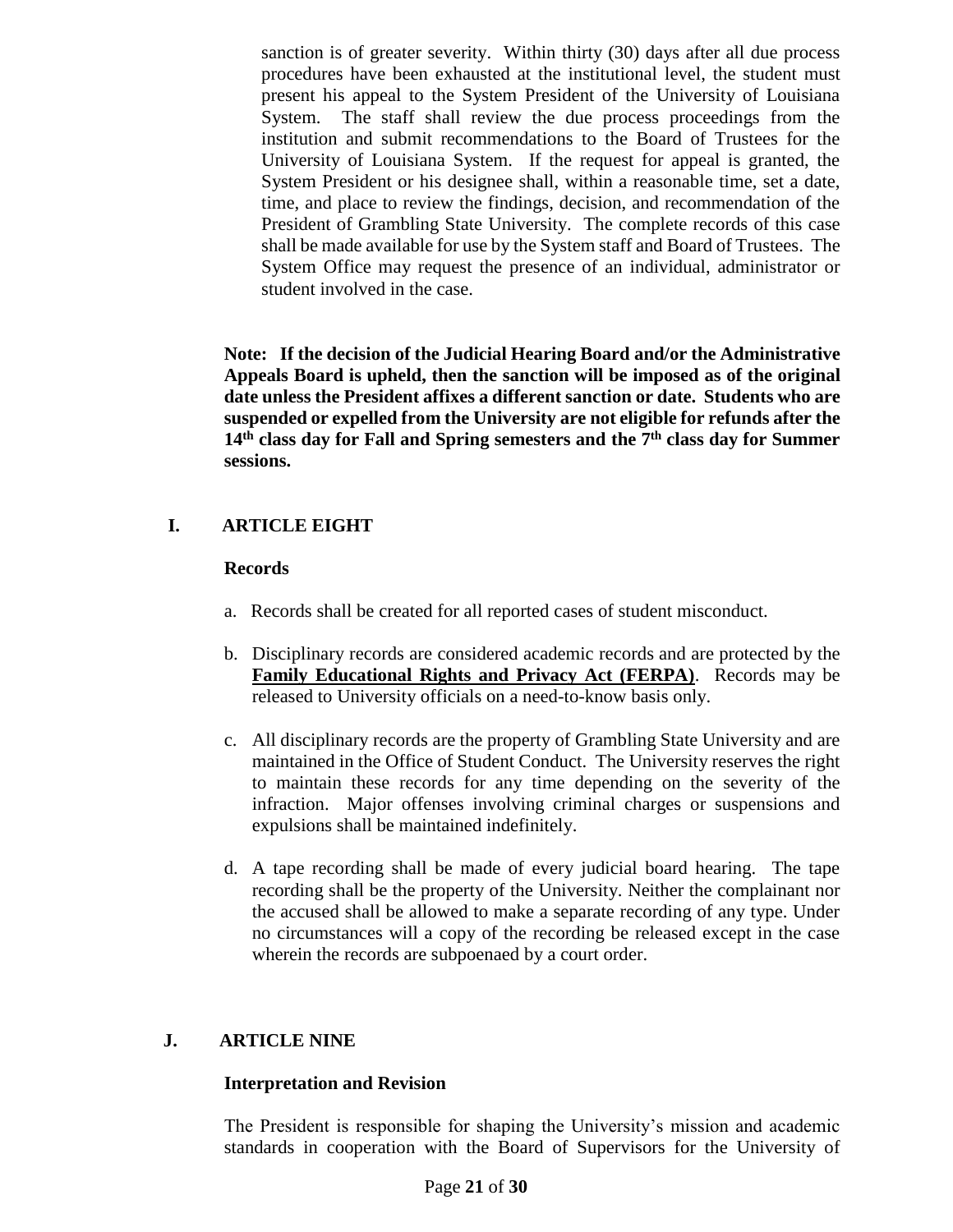sanction is of greater severity. Within thirty (30) days after all due process procedures have been exhausted at the institutional level, the student must present his appeal to the System President of the University of Louisiana System. The staff shall review the due process proceedings from the institution and submit recommendations to the Board of Trustees for the University of Louisiana System. If the request for appeal is granted, the System President or his designee shall, within a reasonable time, set a date, time, and place to review the findings, decision, and recommendation of the President of Grambling State University. The complete records of this case shall be made available for use by the System staff and Board of Trustees. The System Office may request the presence of an individual, administrator or student involved in the case.

**Note: If the decision of the Judicial Hearing Board and/or the Administrative Appeals Board is upheld, then the sanction will be imposed as of the original date unless the President affixes a different sanction or date. Students who are suspended or expelled from the University are not eligible for refunds after the 14th class day for Fall and Spring semesters and the 7th class day for Summer sessions.**

## I. ARTICLE EIGHT

### Records

a. Records shall be created for all reported cases of student misconduct.

b. Disciplinary records are considered academic records and are protected by the **Family Educational Rights and Privacy Act (FERPA)**. Records may be released to University officials on a need-to-know basis only.

c. All disciplinary records are the property of Grambling State University and are maintained in the Office of Student Conduct. The University reserves the right to maintain these records for any time depending on the severity of the infraction. Major offenses involving criminal charges or suspensions and expulsions shall be maintained indefinitely.

d. A tape recording shall be made of every judicial board hearing. The tape recording shall be the property of the University. Neither the complainant nor the accused shall be allowed to make a separate recording of any type. Under no circumstances will a copy of the recording be released except in the case wherein the records are subpoenaed by a court order.

## J. ARTICLE NINE

### Interpretation and Revision

The President is responsible for shaping the University's mission and academic standards in cooperation with the Board of Supervisors for the University of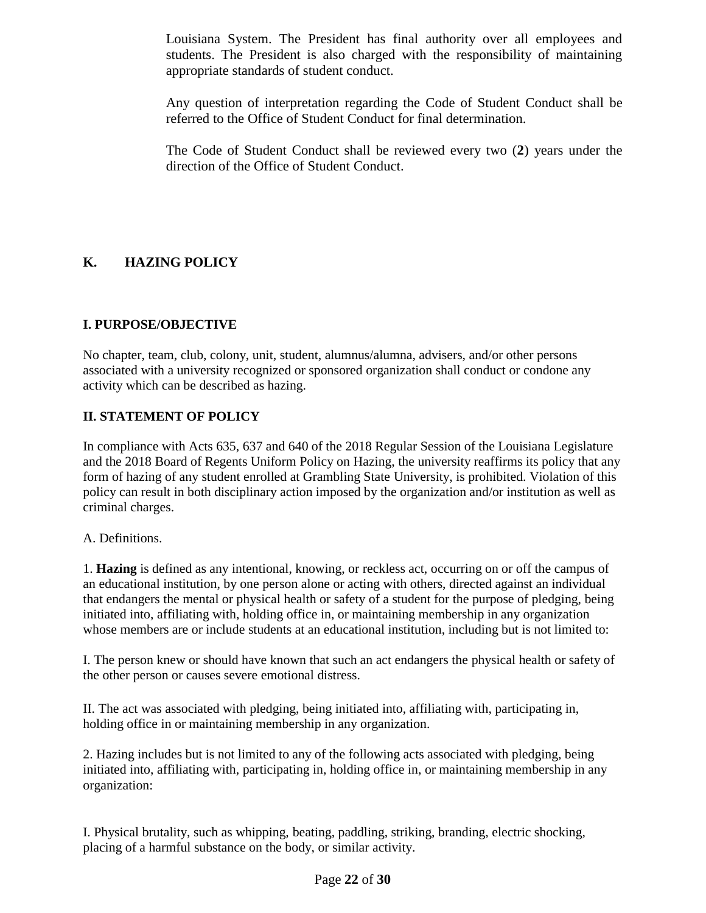Louisiana System. The President has final authority over all employees and students. The President is also charged with the responsibility of maintaining appropriate standards of student conduct.

Any question of interpretation regarding the Code of Student Conduct shall be referred to the Office of Student Conduct for final determination.

The Code of Student Conduct shall be reviewed every two (**2**) years under the direction of the Office of Student Conduct.

## K. HAZING POLICY

### I. PURPOSE/OBJECTIVE

No chapter, team, club, colony, unit, student, alumnus/alumna, advisers, and/or other persons associated with a university recognized or sponsored organization shall conduct or condone any activity which can be described as hazing.

### II. STATEMENT OF POLICY

In compliance with Acts 635, 637 and 640 of the 2018 Regular Session of the Louisiana Legislature and the 2018 Board of Regents Uniform Policy on Hazing, the university reaffirms its policy that any form of hazing of any student enrolled at Grambling State University, is prohibited. Violation of this policy can result in both disciplinary action imposed by the organization and/or institution as well as criminal charges.

A. Definitions.

1. **Hazing** is defined as any intentional, knowing, or reckless act, occurring on or off the campus of an educational institution, by one person alone or acting with others, directed against an individual that endangers the mental or physical health or safety of a student for the purpose of pledging, being initiated into, affiliating with, holding office in, or maintaining membership in any organization whose members are or include students at an educational institution, including but is not limited to:

I. The person knew or should have known that such an act endangers the physical health or safety of the other person or causes severe emotional distress.

II. The act was associated with pledging, being initiated into, affiliating with, participating in, holding office in or maintaining membership in any organization.

2. Hazing includes but is not limited to any of the following acts associated with pledging, being initiated into, affiliating with, participating in, holding office in, or maintaining membership in any organization:

I. Physical brutality, such as whipping, beating, paddling, striking, branding, electric shocking, placing of a harmful substance on the body, or similar activity.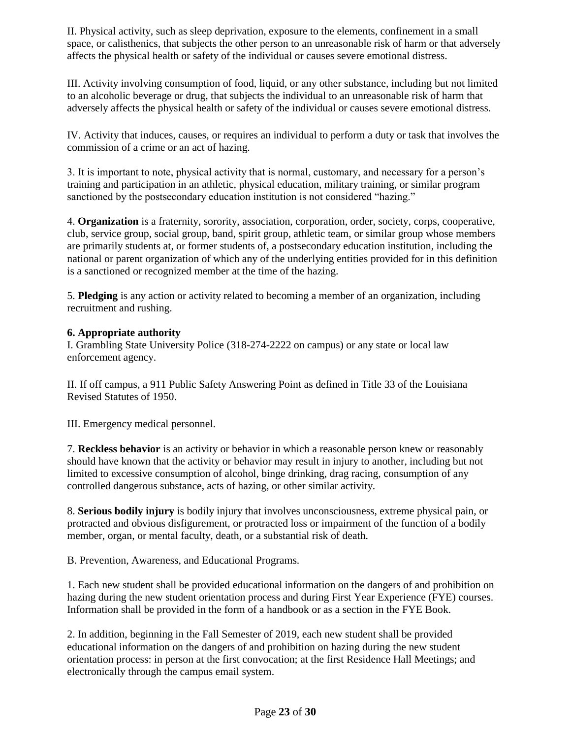II. Physical activity, such as sleep deprivation, exposure to the elements, confinement in a small space, or calisthenics, that subjects the other person to an unreasonable risk of harm or that adversely affects the physical health or safety of the individual or causes severe emotional distress.

III. Activity involving consumption of food, liquid, or any other substance, including but not limited to an alcoholic beverage or drug, that subjects the individual to an unreasonable risk of harm that adversely affects the physical health or safety of the individual or causes severe emotional distress.

IV. Activity that induces, causes, or requires an individual to perform a duty or task that involves the commission of a crime or an act of hazing.

3. It is important to note, physical activity that is normal, customary, and necessary for a person's training and participation in an athletic, physical education, military training, or similar program sanctioned by the postsecondary education institution is not considered "hazing."

4. **Organization** is a fraternity, sorority, association, corporation, order, society, corps, cooperative, club, service group, social group, band, spirit group, athletic team, or similar group whose members are primarily students at, or former students of, a postsecondary education institution, including the national or parent organization of which any of the underlying entities provided for in this definition is a sanctioned or recognized member at the time of the hazing.

5. **Pledging** is any action or activity related to becoming a member of an organization, including recruitment and rushing.

**6. Appropriate authority**

I. Grambling State University Police (318-274-2222 on campus) or any state or local law enforcement agency.

II. If off campus, a 911 Public Safety Answering Point as defined in Title 33 of the Louisiana Revised Statutes of 1950.

III. Emergency medical personnel.

7. **Reckless behavior** is an activity or behavior in which a reasonable person knew or reasonably should have known that the activity or behavior may result in injury to another, including but not limited to excessive consumption of alcohol, binge drinking, drag racing, consumption of any controlled dangerous substance, acts of hazing, or other similar activity.

8. **Serious bodily injury** is bodily injury that involves unconsciousness, extreme physical pain, or protracted and obvious disfigurement, or protracted loss or impairment of the function of a bodily member, organ, or mental faculty, death, or a substantial risk of death.

B. Prevention, Awareness, and Educational Programs.

1. Each new student shall be provided educational information on the dangers of and prohibition on hazing during the new student orientation process and during First Year Experience (FYE) courses. Information shall be provided in the form of a handbook or as a section in the FYE Book.

2. In addition, beginning in the Fall Semester of 2019, each new student shall be provided educational information on the dangers of and prohibition on hazing during the new student orientation process: in person at the first convocation; at the first Residence Hall Meetings; and electronically through the campus email system.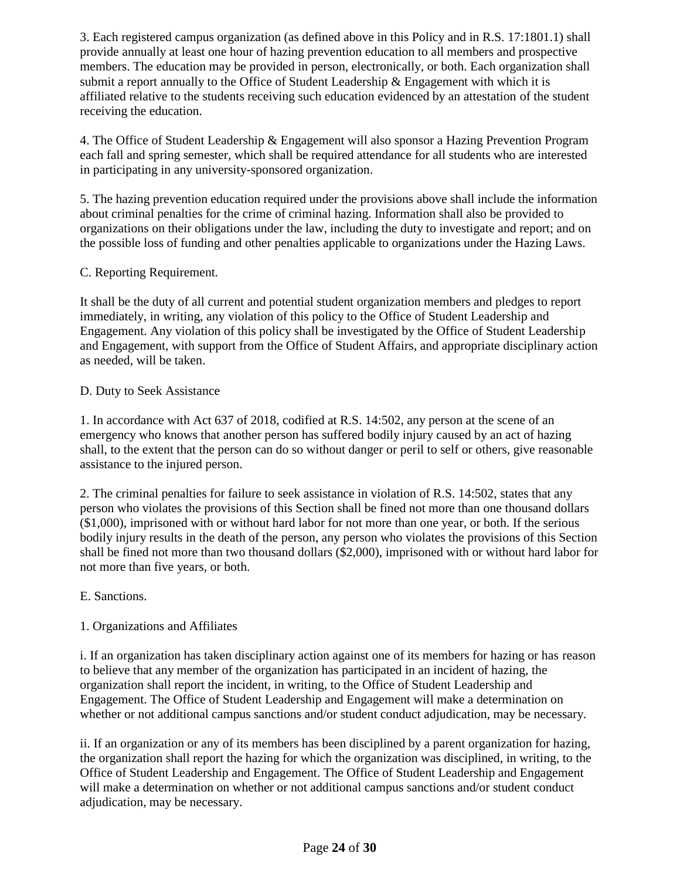3. Each registered campus organization (as defined above in this Policy and in R.S. 17:1801.1) shall provide annually at least one hour of hazing prevention education to all members and prospective members. The education may be provided in person, electronically, or both. Each organization shall submit a report annually to the Office of Student Leadership & Engagement with which it is affiliated relative to the students receiving such education evidenced by an attestation of the student receiving the education.

4. The Office of Student Leadership & Engagement will also sponsor a Hazing Prevention Program each fall and spring semester, which shall be required attendance for all students who are interested in participating in any university-sponsored organization.

5. The hazing prevention education required under the provisions above shall include the information about criminal penalties for the crime of criminal hazing. Information shall also be provided to organizations on their obligations under the law, including the duty to investigate and report; and on the possible loss of funding and other penalties applicable to organizations under the Hazing Laws.

C. Reporting Requirement.

It shall be the duty of all current and potential student organization members and pledges to report immediately, in writing, any violation of this policy to the Office of Student Leadership and Engagement. Any violation of this policy shall be investigated by the Office of Student Leadership and Engagement, with support from the Office of Student Affairs, and appropriate disciplinary action as needed, will be taken.

D. Duty to Seek Assistance

1. In accordance with Act 637 of 2018, codified at R.S. 14:502, any person at the scene of an emergency who knows that another person has suffered bodily injury caused by an act of hazing shall, to the extent that the person can do so without danger or peril to self or others, give reasonable assistance to the injured person.

2. The criminal penalties for failure to seek assistance in violation of R.S. 14:502, states that any person who violates the provisions of this Section shall be fined not more than one thousand dollars ($1,000), imprisoned with or without hard labor for not more than one year, or both. If the serious bodily injury results in the death of the person, any person who violates the provisions of this Section shall be fined not more than two thousand dollars ($2,000), imprisoned with or without hard labor for not more than five years, or both.

E. Sanctions.

1. Organizations and Affiliates

i. If an organization has taken disciplinary action against one of its members for hazing or has reason to believe that any member of the organization has participated in an incident of hazing, the organization shall report the incident, in writing, to the Office of Student Leadership and Engagement. The Office of Student Leadership and Engagement will make a determination on whether or not additional campus sanctions and/or student conduct adjudication, may be necessary.

ii. If an organization or any of its members has been disciplined by a parent organization for hazing, the organization shall report the hazing for which the organization was disciplined, in writing, to the Office of Student Leadership and Engagement. The Office of Student Leadership and Engagement will make a determination on whether or not additional campus sanctions and/or student conduct adjudication, may be necessary.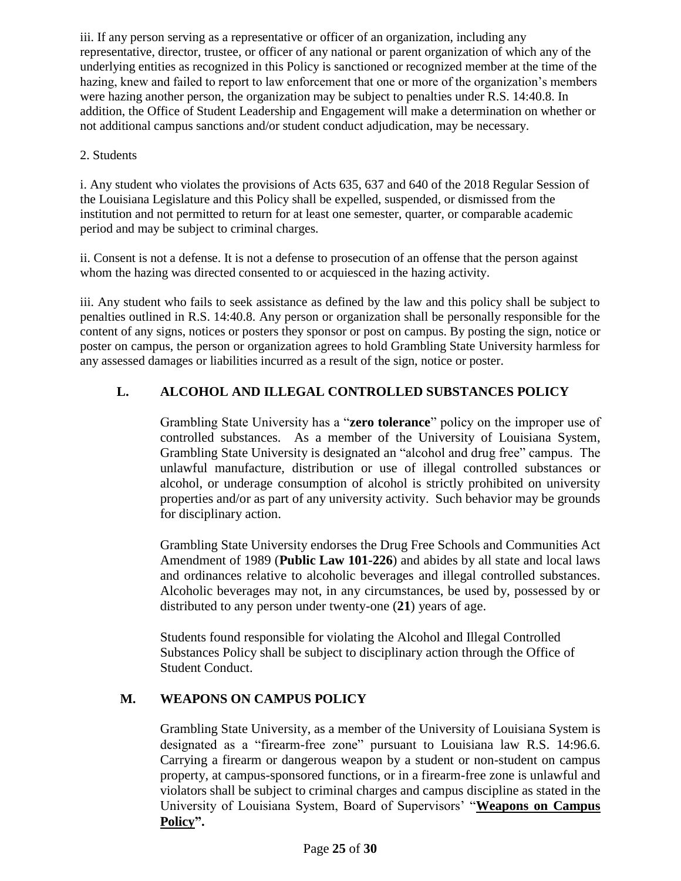iii. If any person serving as a representative or officer of an organization, including any representative, director, trustee, or officer of any national or parent organization of which any of the underlying entities as recognized in this Policy is sanctioned or recognized member at the time of the hazing, knew and failed to report to law enforcement that one or more of the organization's members were hazing another person, the organization may be subject to penalties under R.S. 14:40.8. In addition, the Office of Student Leadership and Engagement will make a determination on whether or not additional campus sanctions and/or student conduct adjudication, may be necessary.

2. Students

i. Any student who violates the provisions of Acts 635, 637 and 640 of the 2018 Regular Session of the Louisiana Legislature and this Policy shall be expelled, suspended, or dismissed from the institution and not permitted to return for at least one semester, quarter, or comparable academic period and may be subject to criminal charges.

ii. Consent is not a defense. It is not a defense to prosecution of an offense that the person against whom the hazing was directed consented to or acquiesced in the hazing activity.

iii. Any student who fails to seek assistance as defined by the law and this policy shall be subject to penalties outlined in R.S. 14:40.8. Any person or organization shall be personally responsible for the content of any signs, notices or posters they sponsor or post on campus. By posting the sign, notice or poster on campus, the person or organization agrees to hold Grambling State University harmless for any assessed damages or liabilities incurred as a result of the sign, notice or poster.

## L. ALCOHOL AND ILLEGAL CONTROLLED SUBSTANCES POLICY

Grambling State University has a "**zero tolerance**" policy on the improper use of controlled substances. As a member of the University of Louisiana System, Grambling State University is designated an "alcohol and drug free" campus. The unlawful manufacture, distribution or use of illegal controlled substances or alcohol, or underage consumption of alcohol is strictly prohibited on university properties and/or as part of any university activity. Such behavior may be grounds for disciplinary action.

Grambling State University endorses the Drug Free Schools and Communities Act Amendment of 1989 (**Public Law 101-226**) and abides by all state and local laws and ordinances relative to alcoholic beverages and illegal controlled substances. Alcoholic beverages may not, in any circumstances, be used by, possessed by or distributed to any person under twenty-one (**21**) years of age.

Students found responsible for violating the Alcohol and Illegal Controlled Substances Policy shall be subject to disciplinary action through the Office of Student Conduct.

## M. WEAPONS ON CAMPUS POLICY

Grambling State University, as a member of the University of Louisiana System is designated as a "firearm-free zone" pursuant to Louisiana law R.S. 14:96.6. Carrying a firearm or dangerous weapon by a student or non-student on campus property, at campus-sponsored functions, or in a firearm-free zone is unlawful and violators shall be subject to criminal charges and campus discipline as stated in the University of Louisiana System, Board of Supervisors' "**Weapons on Campus Policy".**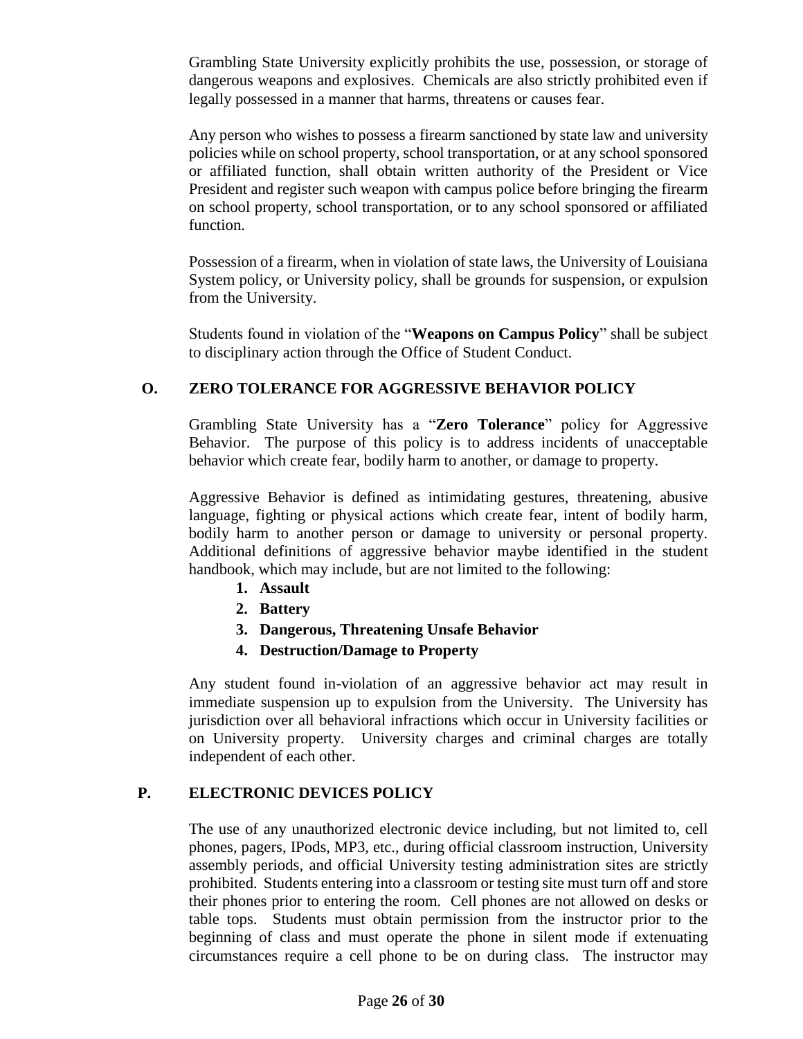Grambling State University explicitly prohibits the use, possession, or storage of dangerous weapons and explosives. Chemicals are also strictly prohibited even if legally possessed in a manner that harms, threatens or causes fear.

Any person who wishes to possess a firearm sanctioned by state law and university policies while on school property, school transportation, or at any school sponsored or affiliated function, shall obtain written authority of the President or Vice President and register such weapon with campus police before bringing the firearm on school property, school transportation, or to any school sponsored or affiliated function.

Possession of a firearm, when in violation of state laws, the University of Louisiana System policy, or University policy, shall be grounds for suspension, or expulsion from the University.

Students found in violation of the "**Weapons on Campus Policy**" shall be subject to disciplinary action through the Office of Student Conduct.

## O. ZERO TOLERANCE FOR AGGRESSIVE BEHAVIOR POLICY

Grambling State University has a "**Zero Tolerance**" policy for Aggressive Behavior. The purpose of this policy is to address incidents of unacceptable behavior which create fear, bodily harm to another, or damage to property.

Aggressive Behavior is defined as intimidating gestures, threatening, abusive language, fighting or physical actions which create fear, intent of bodily harm, bodily harm to another person or damage to university or personal property. Additional definitions of aggressive behavior maybe identified in the student handbook, which may include, but are not limited to the following:

1. **Assault**
2. **Battery**
3. **Dangerous, Threatening Unsafe Behavior**
4. **Destruction/Damage to Property**

Any student found in-violation of an aggressive behavior act may result in immediate suspension up to expulsion from the University. The University has jurisdiction over all behavioral infractions which occur in University facilities or on University property. University charges and criminal charges are totally independent of each other.

## P. ELECTRONIC DEVICES POLICY

The use of any unauthorized electronic device including, but not limited to, cell phones, pagers, IPods, MP3, etc., during official classroom instruction, University assembly periods, and official University testing administration sites are strictly prohibited. Students entering into a classroom or testing site must turn off and store their phones prior to entering the room. Cell phones are not allowed on desks or table tops. Students must obtain permission from the instructor prior to the beginning of class and must operate the phone in silent mode if extenuating circumstances require a cell phone to be on during class. The instructor may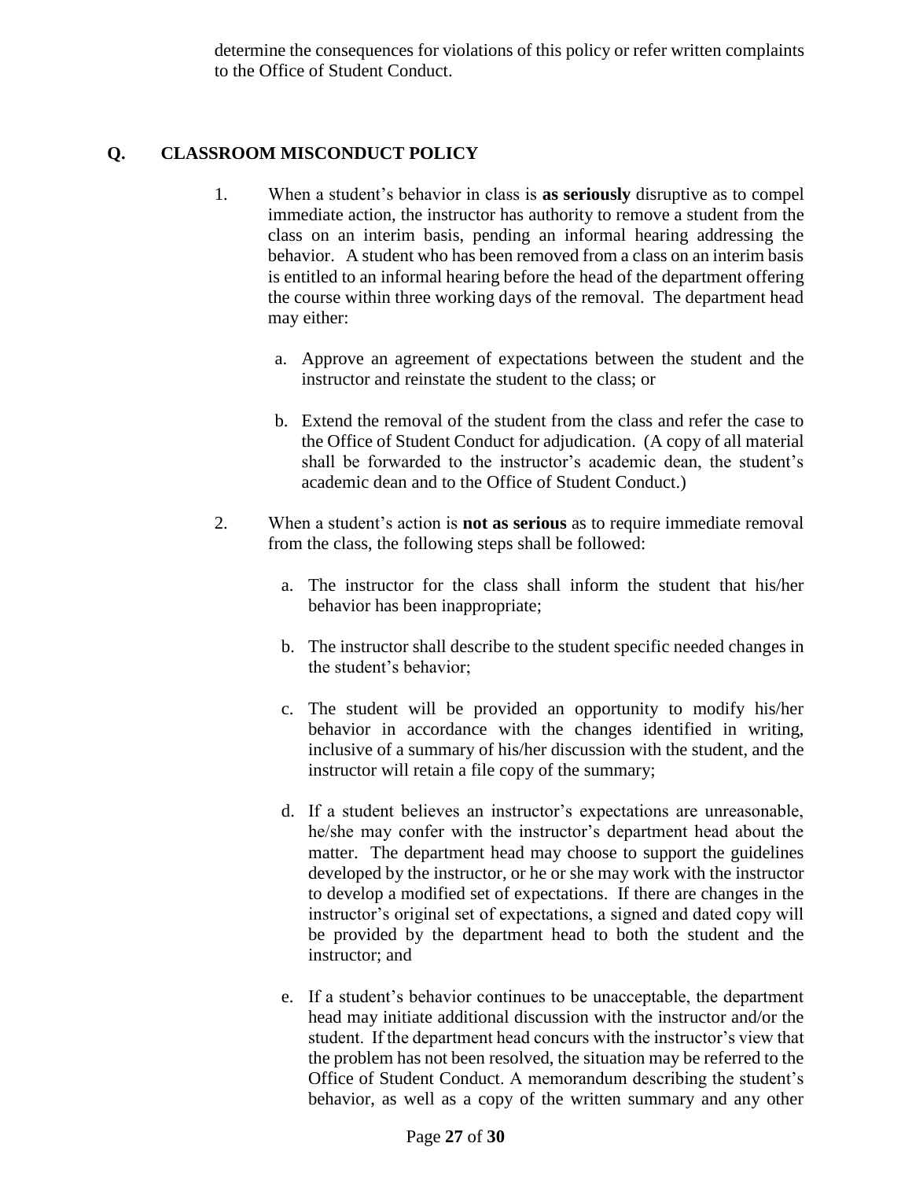determine the consequences for violations of this policy or refer written complaints to the Office of Student Conduct.

## Q. CLASSROOM MISCONDUCT POLICY

1. When a student's behavior in class is **as seriously** disruptive as to compel immediate action, the instructor has authority to remove a student from the class on an interim basis, pending an informal hearing addressing the behavior. A student who has been removed from a class on an interim basis is entitled to an informal hearing before the head of the department offering the course within three working days of the removal. The department head may either:

   a. Approve an agreement of expectations between the student and the instructor and reinstate the student to the class; or

   b. Extend the removal of the student from the class and refer the case to the Office of Student Conduct for adjudication. (A copy of all material shall be forwarded to the instructor's academic dean, the student's academic dean and to the Office of Student Conduct.)

2. When a student's action is **not as serious** as to require immediate removal from the class, the following steps shall be followed:

   a. The instructor for the class shall inform the student that his/her behavior has been inappropriate;

   b. The instructor shall describe to the student specific needed changes in the student's behavior;

   c. The student will be provided an opportunity to modify his/her behavior in accordance with the changes identified in writing, inclusive of a summary of his/her discussion with the student, and the instructor will retain a file copy of the summary;

   d. If a student believes an instructor's expectations are unreasonable, he/she may confer with the instructor's department head about the matter. The department head may choose to support the guidelines developed by the instructor, or he or she may work with the instructor to develop a modified set of expectations. If there are changes in the instructor's original set of expectations, a signed and dated copy will be provided by the department head to both the student and the instructor; and

   e. If a student's behavior continues to be unacceptable, the department head may initiate additional discussion with the instructor and/or the student. If the department head concurs with the instructor's view that the problem has not been resolved, the situation may be referred to the Office of Student Conduct. A memorandum describing the student's behavior, as well as a copy of the written summary and any other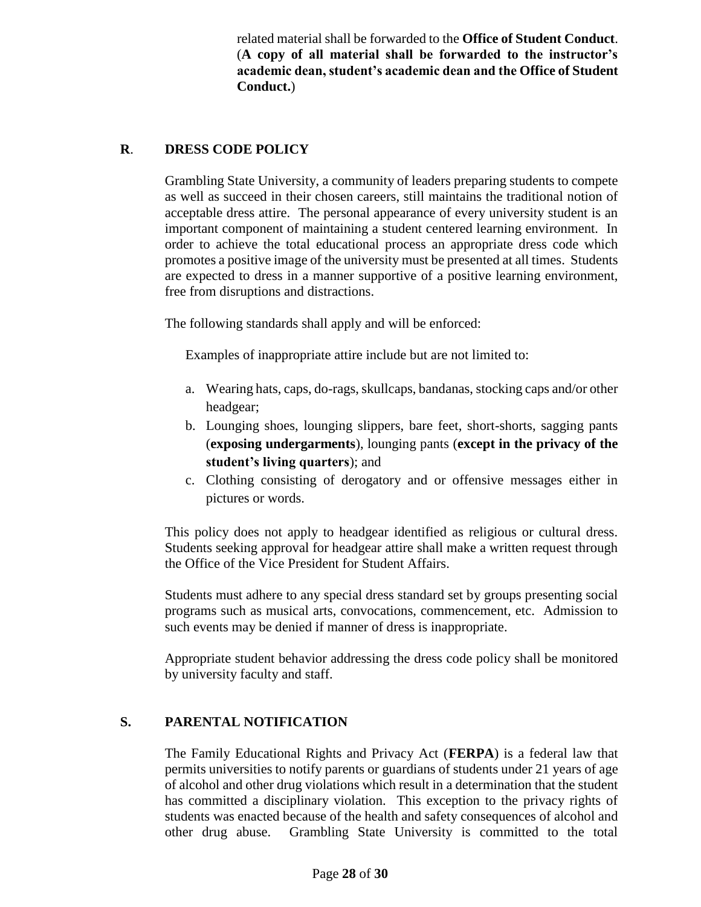related material shall be forwarded to the **Office of Student Conduct**. (**A copy of all material shall be forwarded to the instructor's academic dean, student's academic dean and the Office of Student Conduct.**)

## R. DRESS CODE POLICY

Grambling State University, a community of leaders preparing students to compete as well as succeed in their chosen careers, still maintains the traditional notion of acceptable dress attire. The personal appearance of every university student is an important component of maintaining a student centered learning environment. In order to achieve the total educational process an appropriate dress code which promotes a positive image of the university must be presented at all times. Students are expected to dress in a manner supportive of a positive learning environment, free from disruptions and distractions.

The following standards shall apply and will be enforced:

Examples of inappropriate attire include but are not limited to:

a. Wearing hats, caps, do-rags, skullcaps, bandanas, stocking caps and/or other headgear;
b. Lounging shoes, lounging slippers, bare feet, short-shorts, sagging pants (**exposing undergarments**), lounging pants (**except in the privacy of the student's living quarters**); and
c. Clothing consisting of derogatory and or offensive messages either in pictures or words.

This policy does not apply to headgear identified as religious or cultural dress. Students seeking approval for headgear attire shall make a written request through the Office of the Vice President for Student Affairs.

Students must adhere to any special dress standard set by groups presenting social programs such as musical arts, convocations, commencement, etc. Admission to such events may be denied if manner of dress is inappropriate.

Appropriate student behavior addressing the dress code policy shall be monitored by university faculty and staff.

## S. PARENTAL NOTIFICATION

The Family Educational Rights and Privacy Act (**FERPA**) is a federal law that permits universities to notify parents or guardians of students under 21 years of age of alcohol and other drug violations which result in a determination that the student has committed a disciplinary violation. This exception to the privacy rights of students was enacted because of the health and safety consequences of alcohol and other drug abuse. Grambling State University is committed to the total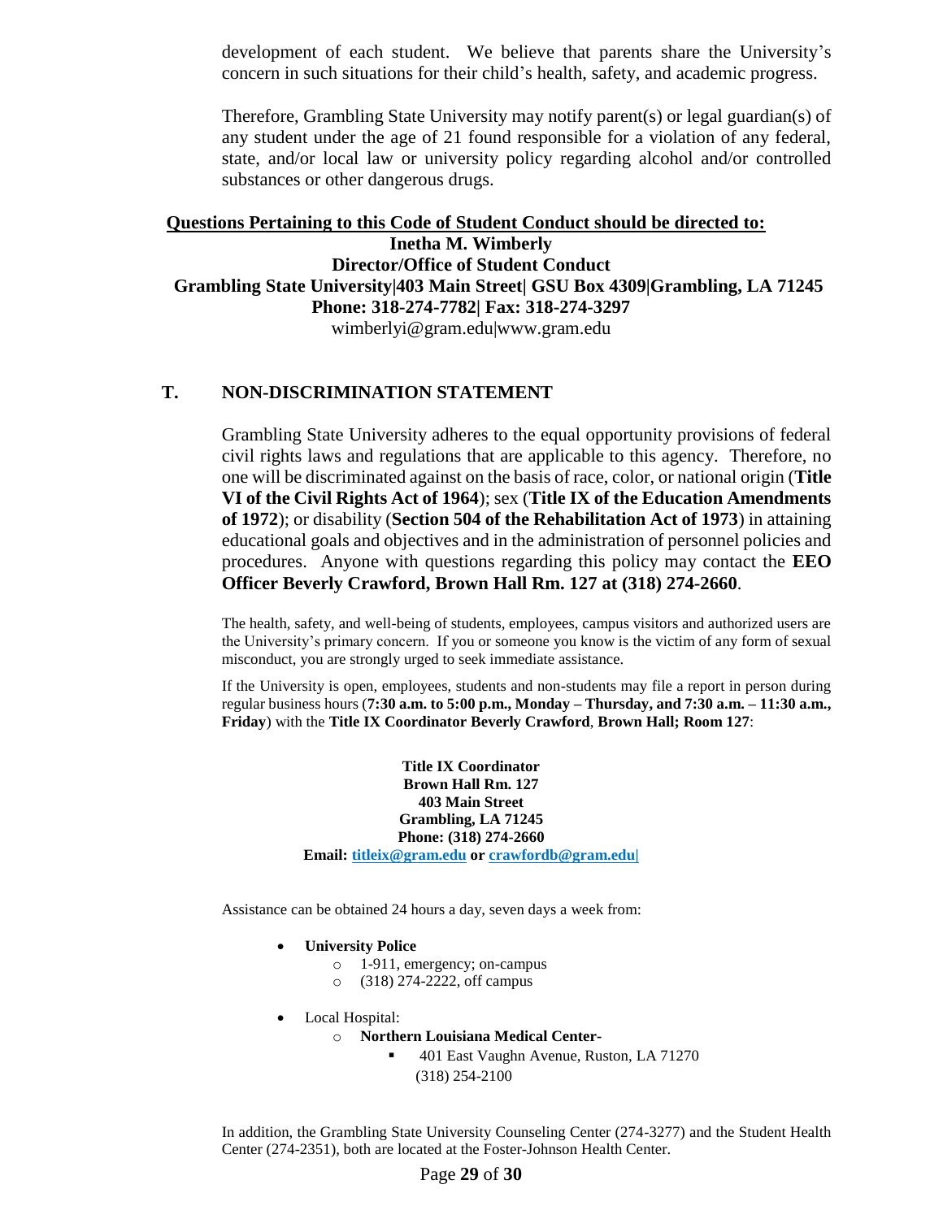development of each student. We believe that parents share the University's concern in such situations for their child's health, safety, and academic progress.

Therefore, Grambling State University may notify parent(s) or legal guardian(s) of any student under the age of 21 found responsible for a violation of any federal, state, and/or local law or university policy regarding alcohol and/or controlled substances or other dangerous drugs.

**Questions Pertaining to this Code of Student Conduct should be directed to:**

**Inetha M. Wimberly**
**Director/Office of Student Conduct**
**Grambling State University|403 Main Street| GSU Box 4309|Grambling, LA 71245**
**Phone: 318-274-7782| Fax: 318-274-3297**
wimberlyi@gram.edu|www.gram.edu

## T. NON-DISCRIMINATION STATEMENT

Grambling State University adheres to the equal opportunity provisions of federal civil rights laws and regulations that are applicable to this agency. Therefore, no one will be discriminated against on the basis of race, color, or national origin (**Title VI of the Civil Rights Act of 1964**); sex (**Title IX of the Education Amendments of 1972**); or disability (**Section 504 of the Rehabilitation Act of 1973**) in attaining educational goals and objectives and in the administration of personnel policies and procedures. Anyone with questions regarding this policy may contact the **EEO Officer Beverly Crawford, Brown Hall Rm. 127 at (318) 274-2660**.

The health, safety, and well-being of students, employees, campus visitors and authorized users are the University's primary concern. If you or someone you know is the victim of any form of sexual misconduct, you are strongly urged to seek immediate assistance.

If the University is open, employees, students and non-students may file a report in person during regular business hours (**7:30 a.m. to 5:00 p.m., Monday – Thursday, and 7:30 a.m. – 11:30 a.m., Friday**) with the **Title IX Coordinator Beverly Crawford**, **Brown Hall; Room 127**:

**Title IX Coordinator**
**Brown Hall Rm. 127**
**403 Main Street**
**Grambling, LA 71245**
**Phone: (318) 274-2660**
**Email: titleix@gram.edu or crawfordb@gram.edu|**

Assistance can be obtained 24 hours a day, seven days a week from:

- **University Police**
  - 1-911, emergency; on-campus
  - (318) 274-2222, off campus
- Local Hospital:
  - **Northern Louisiana Medical Center-**
    - 401 East Vaughn Avenue, Ruston, LA 71270
      (318) 254-2100

In addition, the Grambling State University Counseling Center (274-3277) and the Student Health Center (274-2351), both are located at the Foster-Johnson Health Center.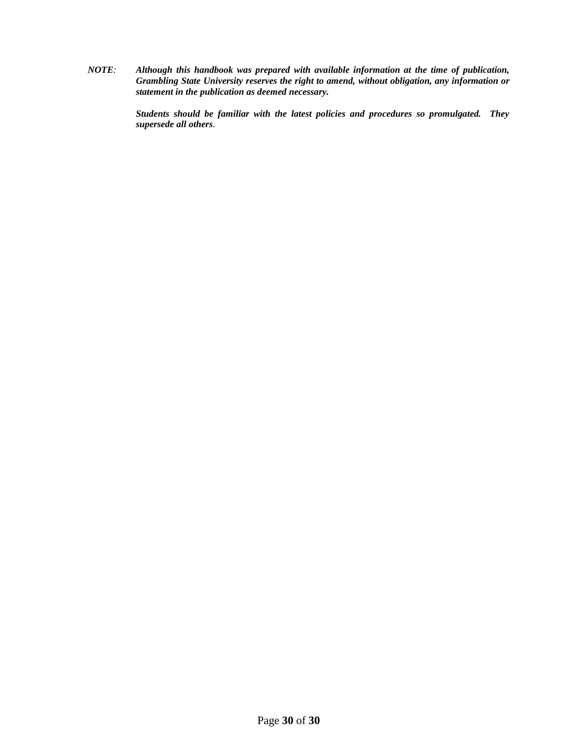***NOTE*:** ***Although this handbook was prepared with available information at the time of publication, Grambling State University reserves the right to amend, without obligation, any information or statement in the publication as deemed necessary.***

***Students should be familiar with the latest policies and procedures so promulgated. They supersede all others*.**